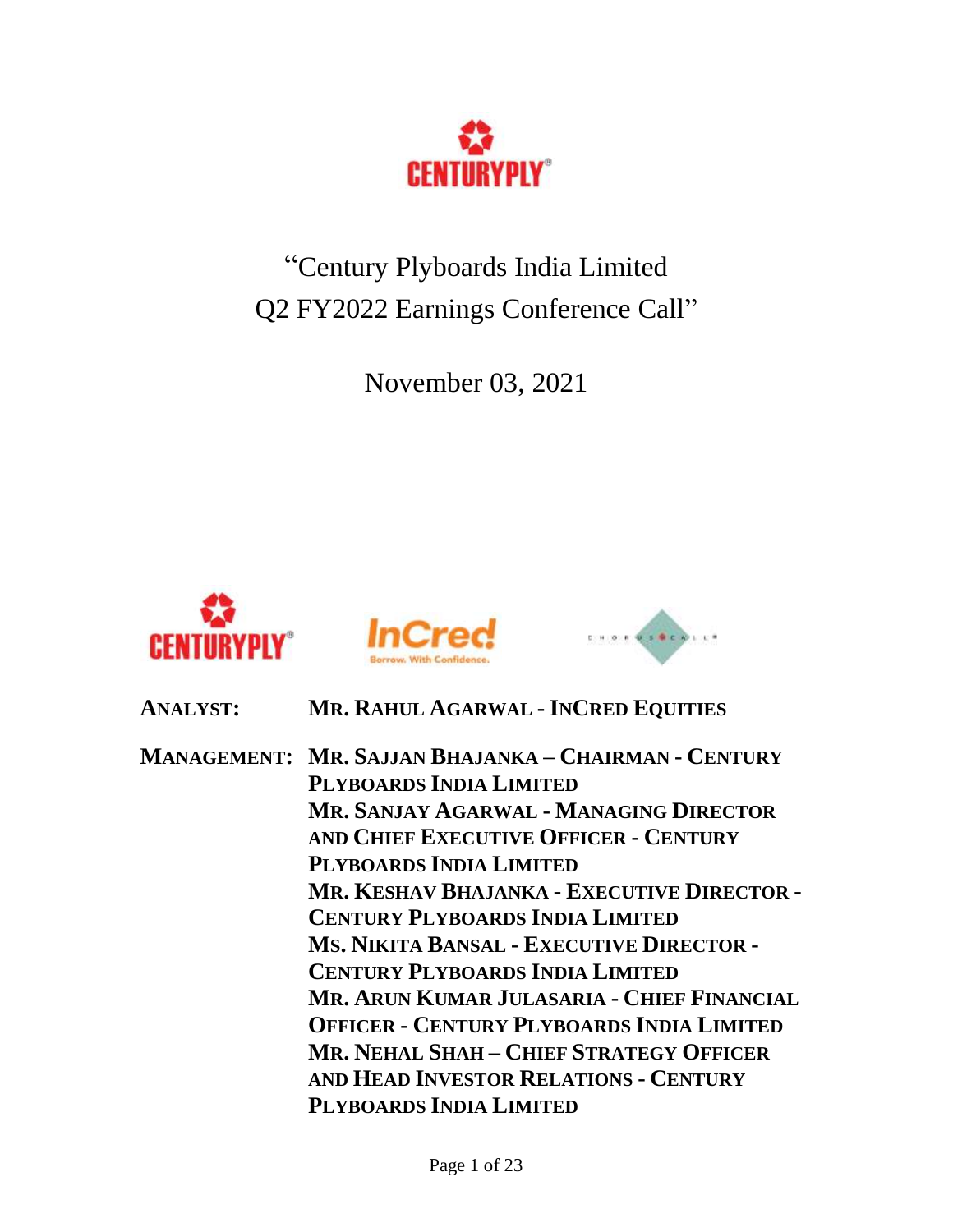# "Century Plyboards India Limited Q2 FY2022 Earnings Conference Call"

November 03, 2021

**ANALYST:** **MR. RAHUL AGARWAL - INCRED EQUITIES**

**MANAGEMENT:** **MR. SAJJAN BHAJANKA – CHAIRMAN - CENTURY PLYBOARDS INDIA LIMITED**
**MR. SANJAY AGARWAL - MANAGING DIRECTOR AND CHIEF EXECUTIVE OFFICER - CENTURY PLYBOARDS INDIA LIMITED**
**MR. KESHAV BHAJANKA - EXECUTIVE DIRECTOR - CENTURY PLYBOARDS INDIA LIMITED**
**MS. NIKITA BANSAL - EXECUTIVE DIRECTOR - CENTURY PLYBOARDS INDIA LIMITED**
**MR. ARUN KUMAR JULASARIA - CHIEF FINANCIAL OFFICER - CENTURY PLYBOARDS INDIA LIMITED**
**MR. NEHAL SHAH – CHIEF STRATEGY OFFICER AND HEAD INVESTOR RELATIONS - CENTURY PLYBOARDS INDIA LIMITED**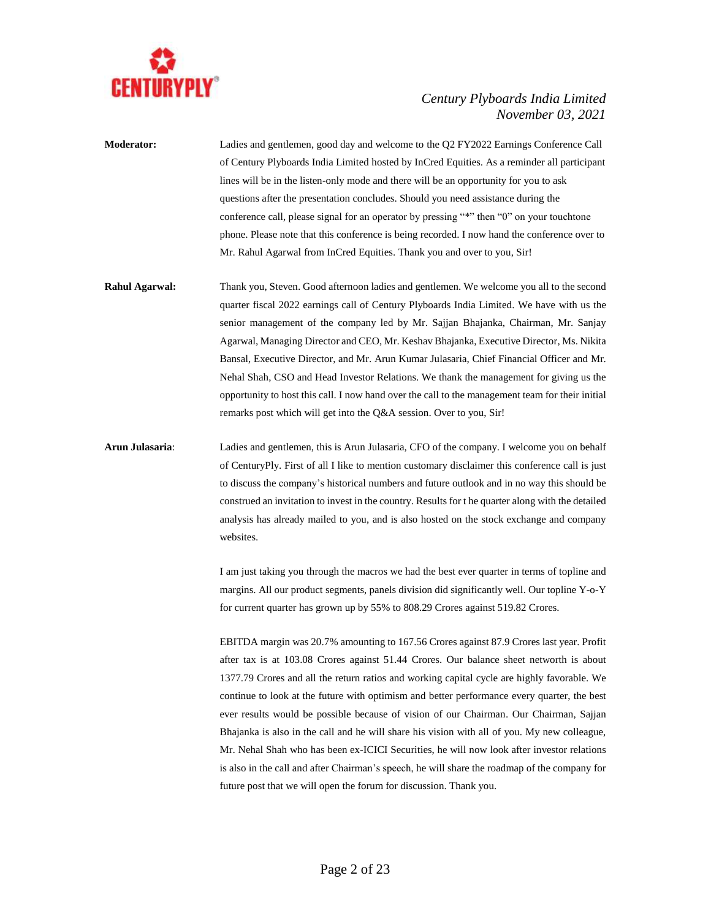**Moderator:** Ladies and gentlemen, good day and welcome to the Q2 FY2022 Earnings Conference Call of Century Plyboards India Limited hosted by InCred Equities. As a reminder all participant lines will be in the listen-only mode and there will be an opportunity for you to ask questions after the presentation concludes. Should you need assistance during the conference call, please signal for an operator by pressing "*" then "0" on your touchtone phone. Please note that this conference is being recorded. I now hand the conference over to Mr. Rahul Agarwal from InCred Equities. Thank you and over to you, Sir!

**Rahul Agarwal:** Thank you, Steven. Good afternoon ladies and gentlemen. We welcome you all to the second quarter fiscal 2022 earnings call of Century Plyboards India Limited. We have with us the senior management of the company led by Mr. Sajjan Bhajanka, Chairman, Mr. Sanjay Agarwal, Managing Director and CEO, Mr. Keshav Bhajanka, Executive Director, Ms. Nikita Bansal, Executive Director, and Mr. Arun Kumar Julasaria, Chief Financial Officer and Mr. Nehal Shah, CSO and Head Investor Relations. We thank the management for giving us the opportunity to host this call. I now hand over the call to the management team for their initial remarks post which will get into the Q&A session. Over to you, Sir!

**Arun Julasaria**: Ladies and gentlemen, this is Arun Julasaria, CFO of the company. I welcome you on behalf of CenturyPly. First of all I like to mention customary disclaimer this conference call is just to discuss the company's historical numbers and future outlook and in no way this should be construed an invitation to invest in the country. Results for t he quarter along with the detailed analysis has already mailed to you, and is also hosted on the stock exchange and company websites.

I am just taking you through the macros we had the best ever quarter in terms of topline and margins. All our product segments, panels division did significantly well. Our topline Y-o-Y for current quarter has grown up by 55% to 808.29 Crores against 519.82 Crores.

EBITDA margin was 20.7% amounting to 167.56 Crores against 87.9 Crores last year. Profit after tax is at 103.08 Crores against 51.44 Crores. Our balance sheet networth is about 1377.79 Crores and all the return ratios and working capital cycle are highly favorable. We continue to look at the future with optimism and better performance every quarter, the best ever results would be possible because of vision of our Chairman. Our Chairman, Sajjan Bhajanka is also in the call and he will share his vision with all of you. My new colleague, Mr. Nehal Shah who has been ex-ICICI Securities, he will now look after investor relations is also in the call and after Chairman's speech, he will share the roadmap of the company for future post that we will open the forum for discussion. Thank you.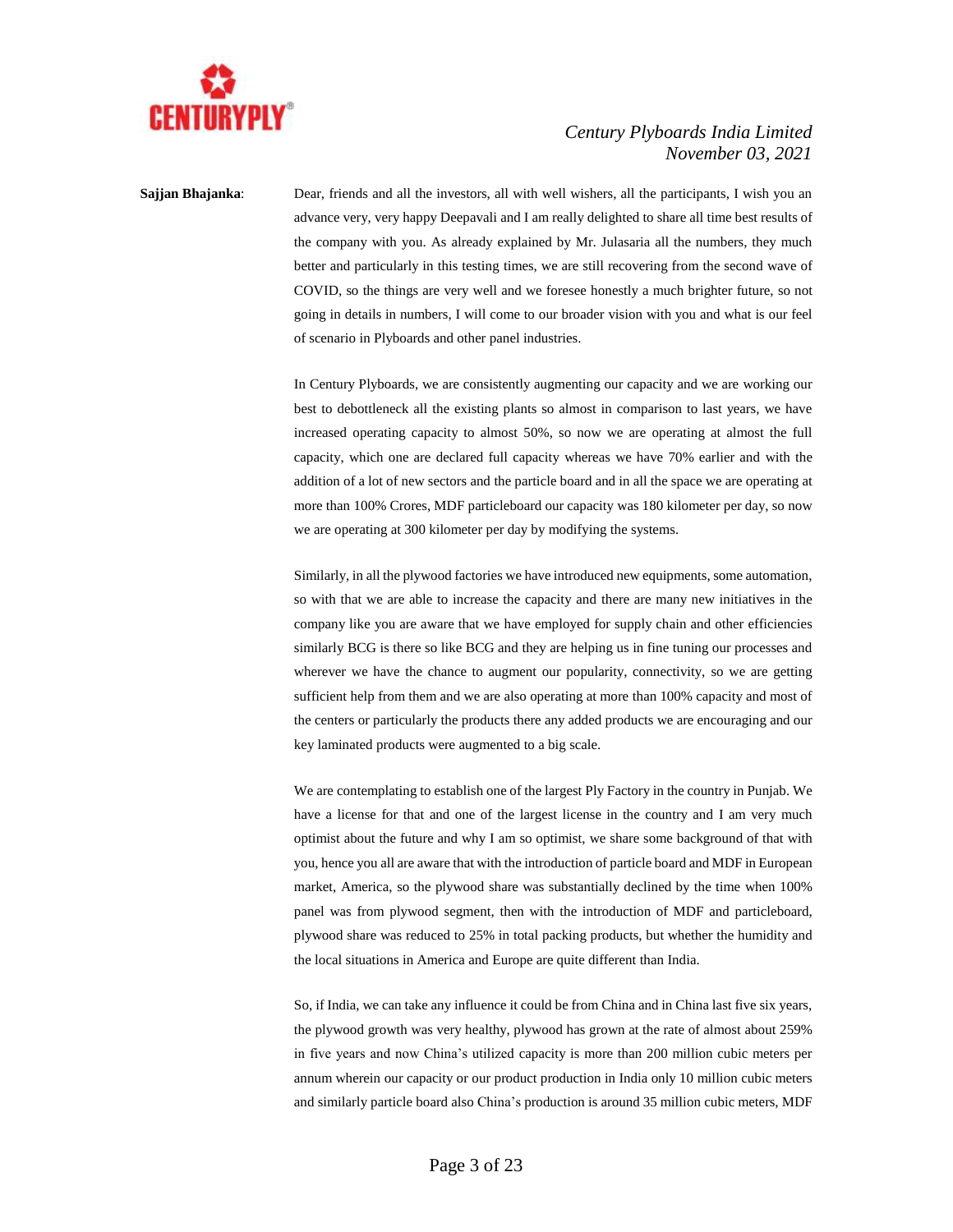**Sajjan Bhajanka**: Dear, friends and all the investors, all with well wishers, all the participants, I wish you an advance very, very happy Deepavali and I am really delighted to share all time best results of the company with you. As already explained by Mr. Julasaria all the numbers, they much better and particularly in this testing times, we are still recovering from the second wave of COVID, so the things are very well and we foresee honestly a much brighter future, so not going in details in numbers, I will come to our broader vision with you and what is our feel of scenario in Plyboards and other panel industries.

In Century Plyboards, we are consistently augmenting our capacity and we are working our best to debottleneck all the existing plants so almost in comparison to last years, we have increased operating capacity to almost 50%, so now we are operating at almost the full capacity, which one are declared full capacity whereas we have 70% earlier and with the addition of a lot of new sectors and the particle board and in all the space we are operating at more than 100% Crores, MDF particleboard our capacity was 180 kilometer per day, so now we are operating at 300 kilometer per day by modifying the systems.

Similarly, in all the plywood factories we have introduced new equipments, some automation, so with that we are able to increase the capacity and there are many new initiatives in the company like you are aware that we have employed for supply chain and other efficiencies similarly BCG is there so like BCG and they are helping us in fine tuning our processes and wherever we have the chance to augment our popularity, connectivity, so we are getting sufficient help from them and we are also operating at more than 100% capacity and most of the centers or particularly the products there any added products we are encouraging and our key laminated products were augmented to a big scale.

We are contemplating to establish one of the largest Ply Factory in the country in Punjab. We have a license for that and one of the largest license in the country and I am very much optimist about the future and why I am so optimist, we share some background of that with you, hence you all are aware that with the introduction of particle board and MDF in European market, America, so the plywood share was substantially declined by the time when 100% panel was from plywood segment, then with the introduction of MDF and particleboard, plywood share was reduced to 25% in total packing products, but whether the humidity and the local situations in America and Europe are quite different than India.

So, if India, we can take any influence it could be from China and in China last five six years, the plywood growth was very healthy, plywood has grown at the rate of almost about 259% in five years and now China's utilized capacity is more than 200 million cubic meters per annum wherein our capacity or our product production in India only 10 million cubic meters and similarly particle board also China's production is around 35 million cubic meters, MDF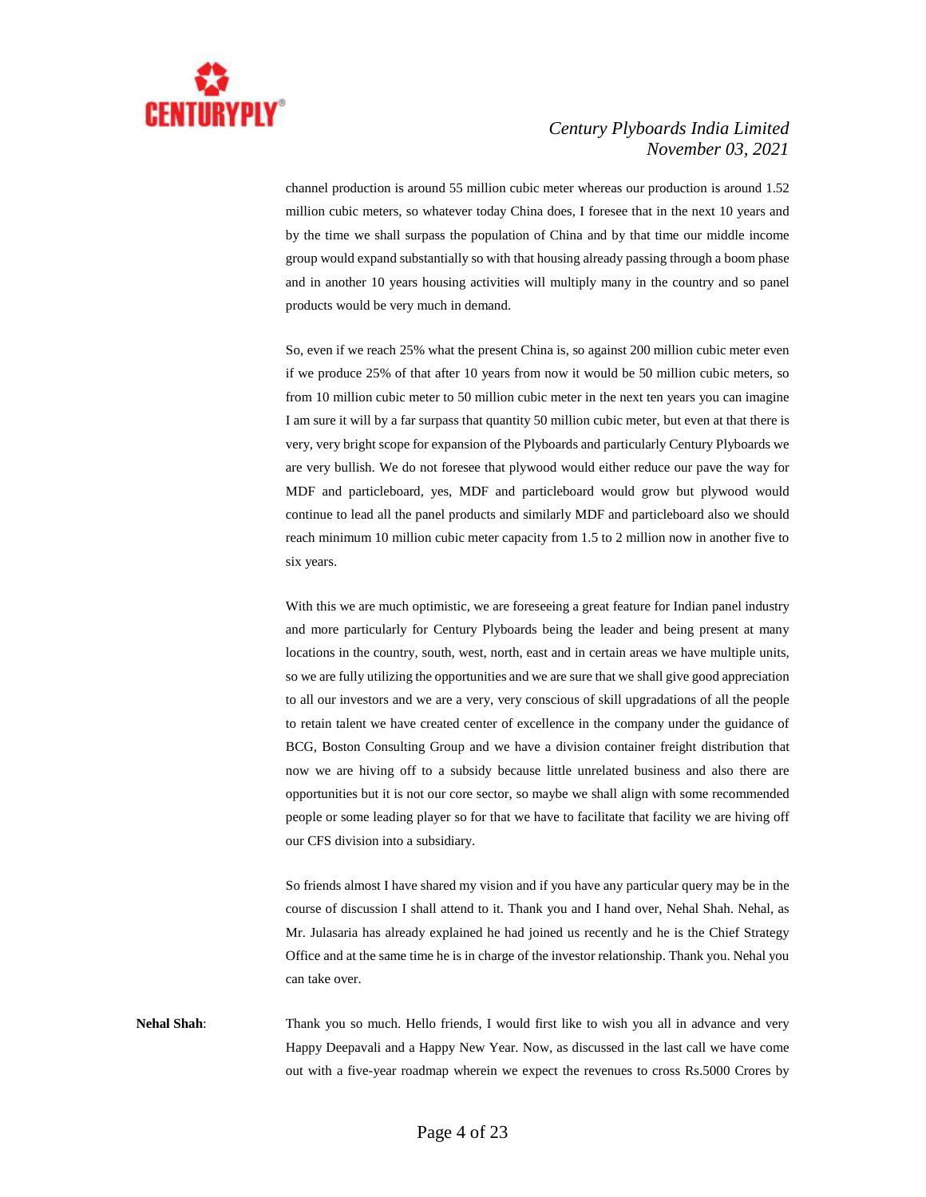channel production is around 55 million cubic meter whereas our production is around 1.52 million cubic meters, so whatever today China does, I foresee that in the next 10 years and by the time we shall surpass the population of China and by that time our middle income group would expand substantially so with that housing already passing through a boom phase and in another 10 years housing activities will multiply many in the country and so panel products would be very much in demand.

So, even if we reach 25% what the present China is, so against 200 million cubic meter even if we produce 25% of that after 10 years from now it would be 50 million cubic meters, so from 10 million cubic meter to 50 million cubic meter in the next ten years you can imagine I am sure it will by a far surpass that quantity 50 million cubic meter, but even at that there is very, very bright scope for expansion of the Plyboards and particularly Century Plyboards we are very bullish. We do not foresee that plywood would either reduce our pave the way for MDF and particleboard, yes, MDF and particleboard would grow but plywood would continue to lead all the panel products and similarly MDF and particleboard also we should reach minimum 10 million cubic meter capacity from 1.5 to 2 million now in another five to six years.

With this we are much optimistic, we are foreseeing a great feature for Indian panel industry and more particularly for Century Plyboards being the leader and being present at many locations in the country, south, west, north, east and in certain areas we have multiple units, so we are fully utilizing the opportunities and we are sure that we shall give good appreciation to all our investors and we are a very, very conscious of skill upgradations of all the people to retain talent we have created center of excellence in the company under the guidance of BCG, Boston Consulting Group and we have a division container freight distribution that now we are hiving off to a subsidy because little unrelated business and also there are opportunities but it is not our core sector, so maybe we shall align with some recommended people or some leading player so for that we have to facilitate that facility we are hiving off our CFS division into a subsidiary.

So friends almost I have shared my vision and if you have any particular query may be in the course of discussion I shall attend to it. Thank you and I hand over, Nehal Shah. Nehal, as Mr. Julasaria has already explained he had joined us recently and he is the Chief Strategy Office and at the same time he is in charge of the investor relationship. Thank you. Nehal you can take over.

**Nehal Shah**: Thank you so much. Hello friends, I would first like to wish you all in advance and very Happy Deepavali and a Happy New Year. Now, as discussed in the last call we have come out with a five-year roadmap wherein we expect the revenues to cross Rs.5000 Crores by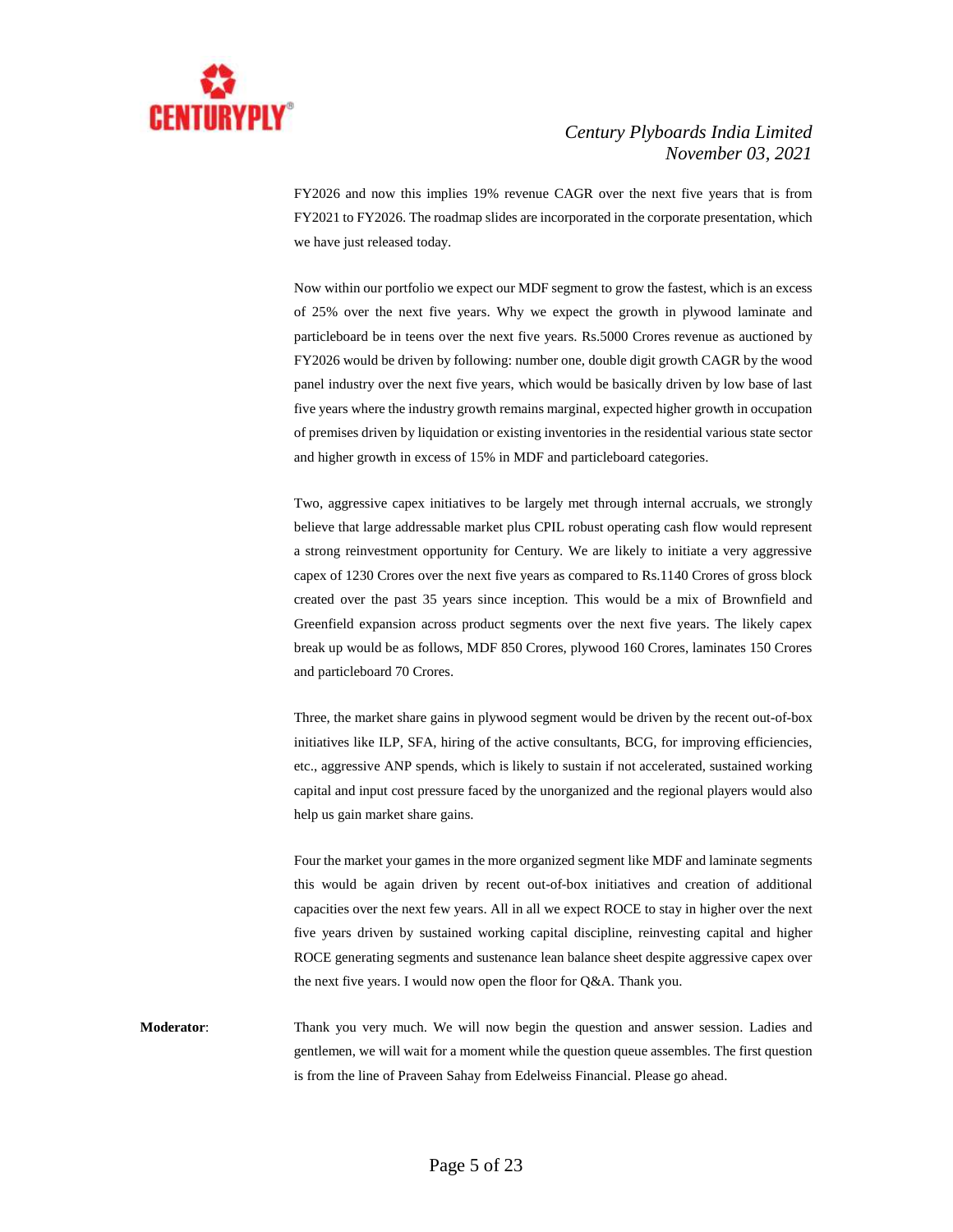FY2026 and now this implies 19% revenue CAGR over the next five years that is from FY2021 to FY2026. The roadmap slides are incorporated in the corporate presentation, which we have just released today.

Now within our portfolio we expect our MDF segment to grow the fastest, which is an excess of 25% over the next five years. Why we expect the growth in plywood laminate and particleboard be in teens over the next five years. Rs.5000 Crores revenue as auctioned by FY2026 would be driven by following: number one, double digit growth CAGR by the wood panel industry over the next five years, which would be basically driven by low base of last five years where the industry growth remains marginal, expected higher growth in occupation of premises driven by liquidation or existing inventories in the residential various state sector and higher growth in excess of 15% in MDF and particleboard categories.

Two, aggressive capex initiatives to be largely met through internal accruals, we strongly believe that large addressable market plus CPIL robust operating cash flow would represent a strong reinvestment opportunity for Century. We are likely to initiate a very aggressive capex of 1230 Crores over the next five years as compared to Rs.1140 Crores of gross block created over the past 35 years since inception. This would be a mix of Brownfield and Greenfield expansion across product segments over the next five years. The likely capex break up would be as follows, MDF 850 Crores, plywood 160 Crores, laminates 150 Crores and particleboard 70 Crores.

Three, the market share gains in plywood segment would be driven by the recent out-of-box initiatives like ILP, SFA, hiring of the active consultants, BCG, for improving efficiencies, etc., aggressive ANP spends, which is likely to sustain if not accelerated, sustained working capital and input cost pressure faced by the unorganized and the regional players would also help us gain market share gains.

Four the market your games in the more organized segment like MDF and laminate segments this would be again driven by recent out-of-box initiatives and creation of additional capacities over the next few years. All in all we expect ROCE to stay in higher over the next five years driven by sustained working capital discipline, reinvesting capital and higher ROCE generating segments and sustenance lean balance sheet despite aggressive capex over the next five years. I would now open the floor for Q&A. Thank you.

**Moderator**: Thank you very much. We will now begin the question and answer session. Ladies and gentlemen, we will wait for a moment while the question queue assembles. The first question is from the line of Praveen Sahay from Edelweiss Financial. Please go ahead.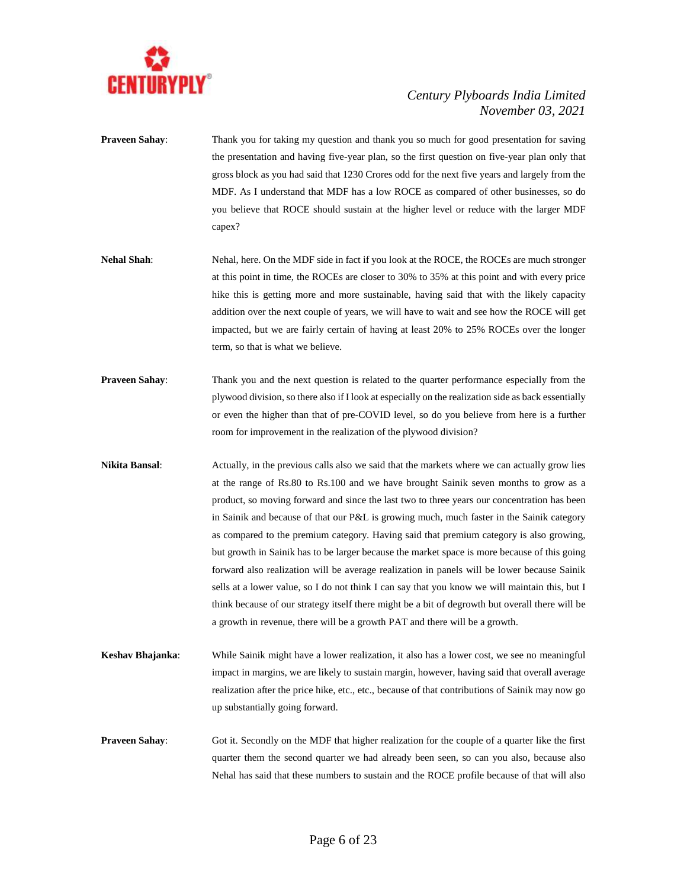**Praveen Sahay**: Thank you for taking my question and thank you so much for good presentation for saving the presentation and having five-year plan, so the first question on five-year plan only that gross block as you had said that 1230 Crores odd for the next five years and largely from the MDF. As I understand that MDF has a low ROCE as compared of other businesses, so do you believe that ROCE should sustain at the higher level or reduce with the larger MDF capex?

**Nehal Shah**: Nehal, here. On the MDF side in fact if you look at the ROCE, the ROCEs are much stronger at this point in time, the ROCEs are closer to 30% to 35% at this point and with every price hike this is getting more and more sustainable, having said that with the likely capacity addition over the next couple of years, we will have to wait and see how the ROCE will get impacted, but we are fairly certain of having at least 20% to 25% ROCEs over the longer term, so that is what we believe.

**Praveen Sahay**: Thank you and the next question is related to the quarter performance especially from the plywood division, so there also if I look at especially on the realization side as back essentially or even the higher than that of pre-COVID level, so do you believe from here is a further room for improvement in the realization of the plywood division?

**Nikita Bansal**: Actually, in the previous calls also we said that the markets where we can actually grow lies at the range of Rs.80 to Rs.100 and we have brought Sainik seven months to grow as a product, so moving forward and since the last two to three years our concentration has been in Sainik and because of that our P&L is growing much, much faster in the Sainik category as compared to the premium category. Having said that premium category is also growing, but growth in Sainik has to be larger because the market space is more because of this going forward also realization will be average realization in panels will be lower because Sainik sells at a lower value, so I do not think I can say that you know we will maintain this, but I think because of our strategy itself there might be a bit of degrowth but overall there will be a growth in revenue, there will be a growth PAT and there will be a growth.

**Keshav Bhajanka**: While Sainik might have a lower realization, it also has a lower cost, we see no meaningful impact in margins, we are likely to sustain margin, however, having said that overall average realization after the price hike, etc., etc., because of that contributions of Sainik may now go up substantially going forward.

**Praveen Sahay**: Got it. Secondly on the MDF that higher realization for the couple of a quarter like the first quarter them the second quarter we had already been seen, so can you also, because also Nehal has said that these numbers to sustain and the ROCE profile because of that will also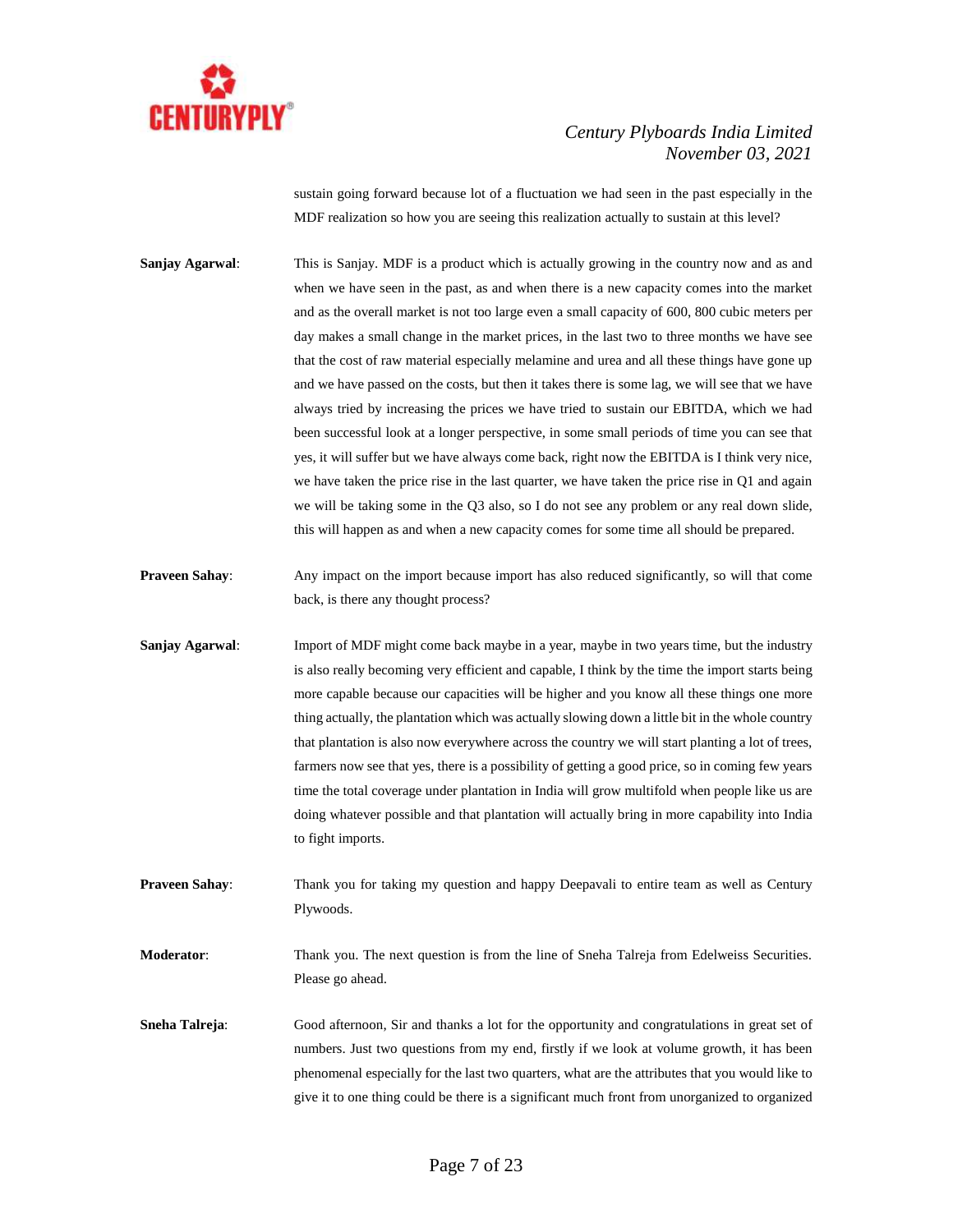sustain going forward because lot of a fluctuation we had seen in the past especially in the MDF realization so how you are seeing this realization actually to sustain at this level?

**Sanjay Agarwal**: This is Sanjay. MDF is a product which is actually growing in the country now and as and when we have seen in the past, as and when there is a new capacity comes into the market and as the overall market is not too large even a small capacity of 600, 800 cubic meters per day makes a small change in the market prices, in the last two to three months we have see that the cost of raw material especially melamine and urea and all these things have gone up and we have passed on the costs, but then it takes there is some lag, we will see that we have always tried by increasing the prices we have tried to sustain our EBITDA, which we had been successful look at a longer perspective, in some small periods of time you can see that yes, it will suffer but we have always come back, right now the EBITDA is I think very nice, we have taken the price rise in the last quarter, we have taken the price rise in Q1 and again we will be taking some in the Q3 also, so I do not see any problem or any real down slide, this will happen as and when a new capacity comes for some time all should be prepared.

**Praveen Sahay**: Any impact on the import because import has also reduced significantly, so will that come back, is there any thought process?

**Sanjay Agarwal**: Import of MDF might come back maybe in a year, maybe in two years time, but the industry is also really becoming very efficient and capable, I think by the time the import starts being more capable because our capacities will be higher and you know all these things one more thing actually, the plantation which was actually slowing down a little bit in the whole country that plantation is also now everywhere across the country we will start planting a lot of trees, farmers now see that yes, there is a possibility of getting a good price, so in coming few years time the total coverage under plantation in India will grow multifold when people like us are doing whatever possible and that plantation will actually bring in more capability into India to fight imports.

**Praveen Sahay**: Thank you for taking my question and happy Deepavali to entire team as well as Century Plywoods.

**Moderator**: Thank you. The next question is from the line of Sneha Talreja from Edelweiss Securities. Please go ahead.

**Sneha Talreja**: Good afternoon, Sir and thanks a lot for the opportunity and congratulations in great set of numbers. Just two questions from my end, firstly if we look at volume growth, it has been phenomenal especially for the last two quarters, what are the attributes that you would like to give it to one thing could be there is a significant much front from unorganized to organized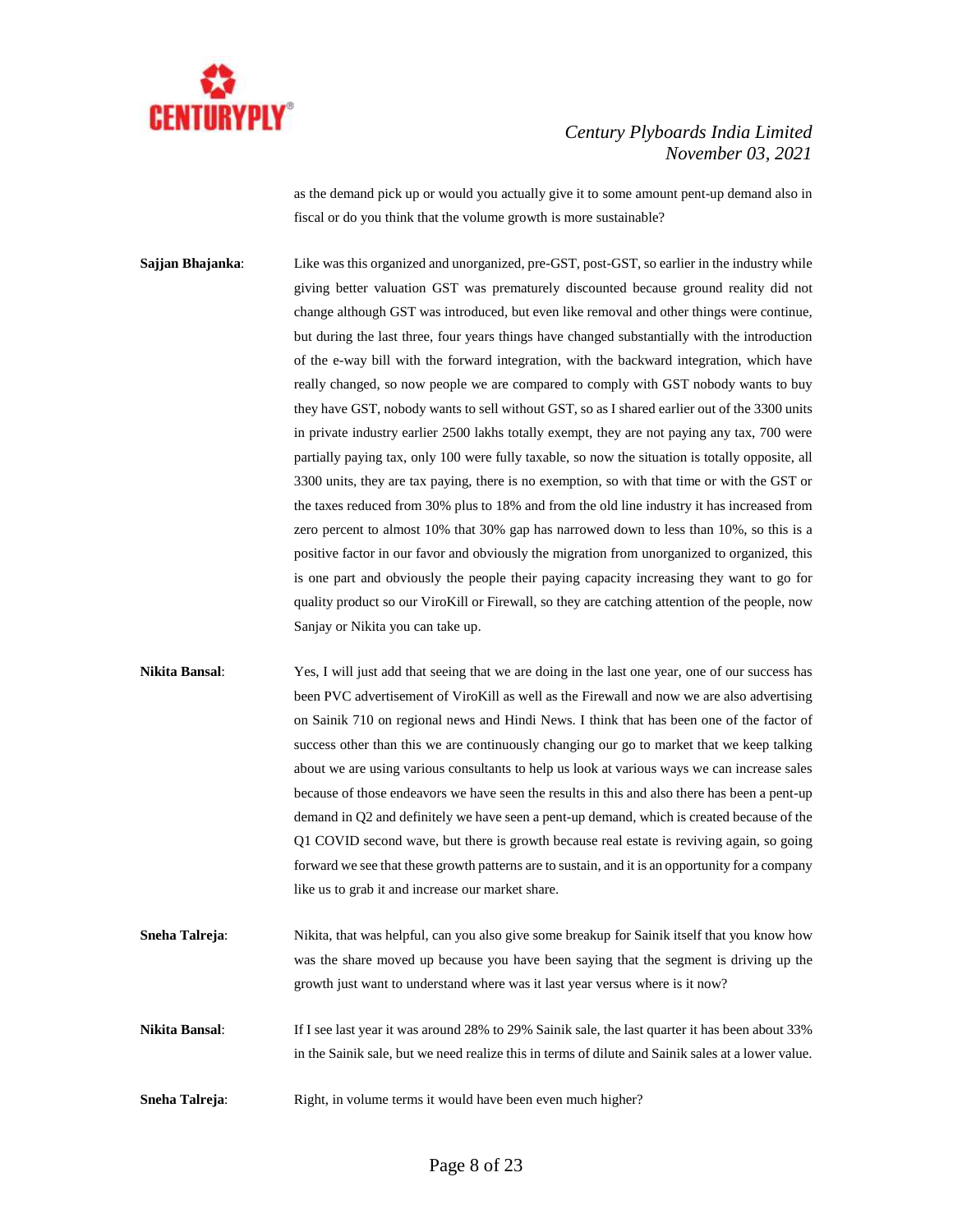as the demand pick up or would you actually give it to some amount pent-up demand also in fiscal or do you think that the volume growth is more sustainable?

**Sajjan Bhajanka**: Like was this organized and unorganized, pre-GST, post-GST, so earlier in the industry while giving better valuation GST was prematurely discounted because ground reality did not change although GST was introduced, but even like removal and other things were continue, but during the last three, four years things have changed substantially with the introduction of the e-way bill with the forward integration, with the backward integration, which have really changed, so now people we are compared to comply with GST nobody wants to buy they have GST, nobody wants to sell without GST, so as I shared earlier out of the 3300 units in private industry earlier 2500 lakhs totally exempt, they are not paying any tax, 700 were partially paying tax, only 100 were fully taxable, so now the situation is totally opposite, all 3300 units, they are tax paying, there is no exemption, so with that time or with the GST or the taxes reduced from 30% plus to 18% and from the old line industry it has increased from zero percent to almost 10% that 30% gap has narrowed down to less than 10%, so this is a positive factor in our favor and obviously the migration from unorganized to organized, this is one part and obviously the people their paying capacity increasing they want to go for quality product so our ViroKill or Firewall, so they are catching attention of the people, now Sanjay or Nikita you can take up.

**Nikita Bansal**: Yes, I will just add that seeing that we are doing in the last one year, one of our success has been PVC advertisement of ViroKill as well as the Firewall and now we are also advertising on Sainik 710 on regional news and Hindi News. I think that has been one of the factor of success other than this we are continuously changing our go to market that we keep talking about we are using various consultants to help us look at various ways we can increase sales because of those endeavors we have seen the results in this and also there has been a pent-up demand in Q2 and definitely we have seen a pent-up demand, which is created because of the Q1 COVID second wave, but there is growth because real estate is reviving again, so going forward we see that these growth patterns are to sustain, and it is an opportunity for a company like us to grab it and increase our market share.

**Sneha Talreja**: Nikita, that was helpful, can you also give some breakup for Sainik itself that you know how was the share moved up because you have been saying that the segment is driving up the growth just want to understand where was it last year versus where is it now?

**Nikita Bansal**: If I see last year it was around 28% to 29% Sainik sale, the last quarter it has been about 33% in the Sainik sale, but we need realize this in terms of dilute and Sainik sales at a lower value.

**Sneha Talreja**: Right, in volume terms it would have been even much higher?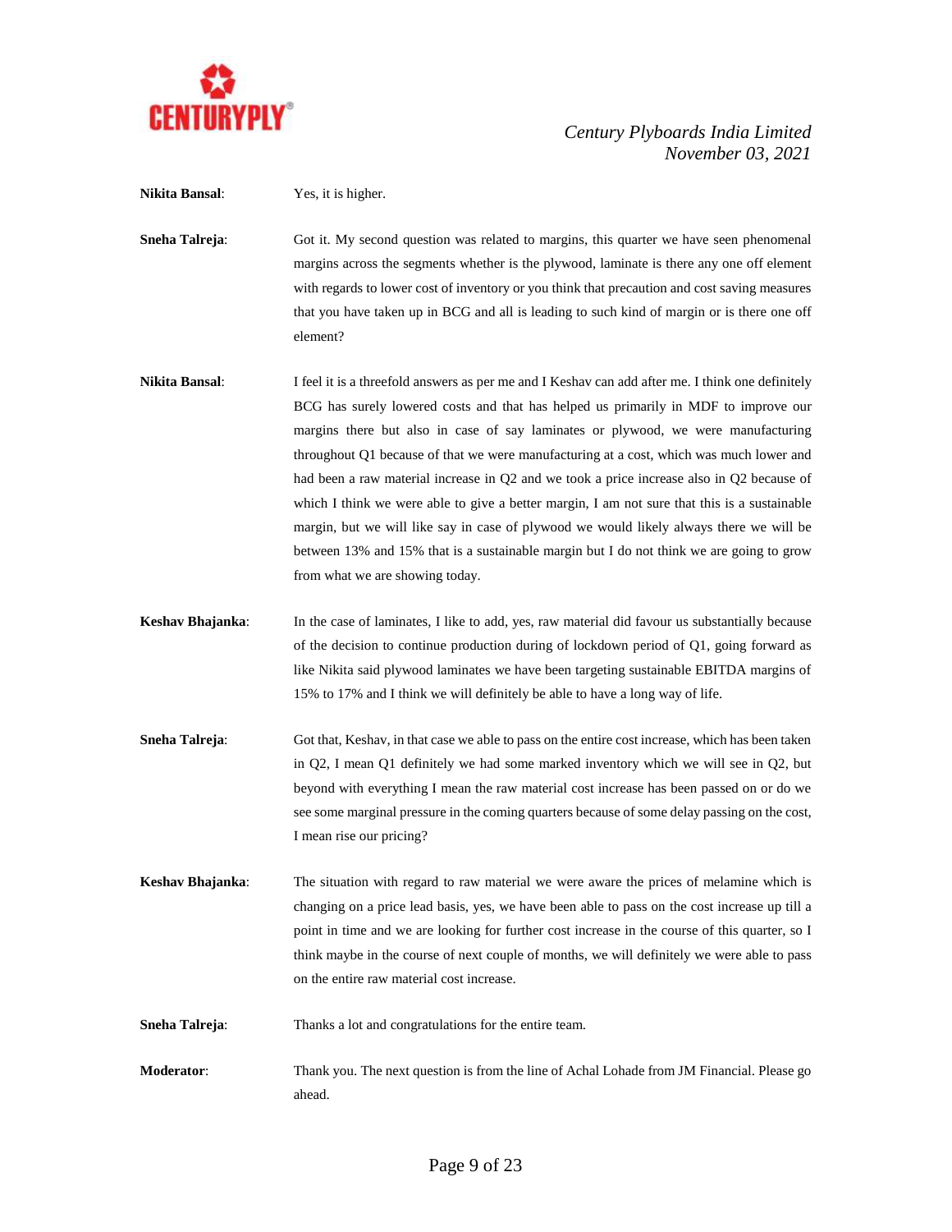**Nikita Bansal**: Yes, it is higher.

**Sneha Talreja**: Got it. My second question was related to margins, this quarter we have seen phenomenal margins across the segments whether is the plywood, laminate is there any one off element with regards to lower cost of inventory or you think that precaution and cost saving measures that you have taken up in BCG and all is leading to such kind of margin or is there one off element?

**Nikita Bansal**: I feel it is a threefold answers as per me and I Keshav can add after me. I think one definitely BCG has surely lowered costs and that has helped us primarily in MDF to improve our margins there but also in case of say laminates or plywood, we were manufacturing throughout Q1 because of that we were manufacturing at a cost, which was much lower and had been a raw material increase in Q2 and we took a price increase also in Q2 because of which I think we were able to give a better margin, I am not sure that this is a sustainable margin, but we will like say in case of plywood we would likely always there we will be between 13% and 15% that is a sustainable margin but I do not think we are going to grow from what we are showing today.

**Keshav Bhajanka**: In the case of laminates, I like to add, yes, raw material did favour us substantially because of the decision to continue production during of lockdown period of Q1, going forward as like Nikita said plywood laminates we have been targeting sustainable EBITDA margins of 15% to 17% and I think we will definitely be able to have a long way of life.

**Sneha Talreja**: Got that, Keshav, in that case we able to pass on the entire cost increase, which has been taken in Q2, I mean Q1 definitely we had some marked inventory which we will see in Q2, but beyond with everything I mean the raw material cost increase has been passed on or do we see some marginal pressure in the coming quarters because of some delay passing on the cost, I mean rise our pricing?

**Keshav Bhajanka**: The situation with regard to raw material we were aware the prices of melamine which is changing on a price lead basis, yes, we have been able to pass on the cost increase up till a point in time and we are looking for further cost increase in the course of this quarter, so I think maybe in the course of next couple of months, we will definitely we were able to pass on the entire raw material cost increase.

**Sneha Talreja**: Thanks a lot and congratulations for the entire team.

**Moderator**: Thank you. The next question is from the line of Achal Lohade from JM Financial. Please go ahead.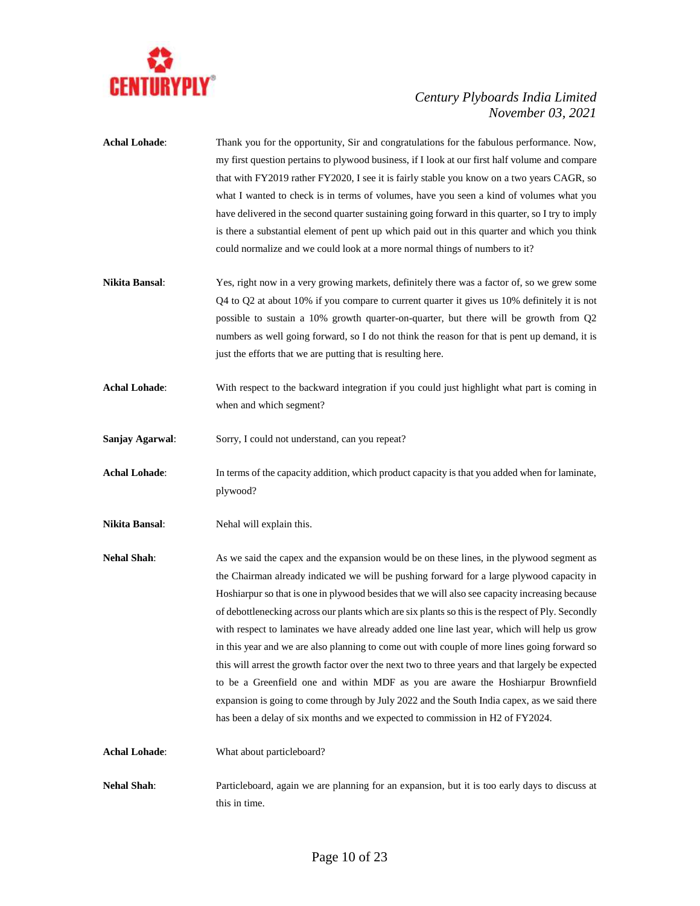**Achal Lohade**: Thank you for the opportunity, Sir and congratulations for the fabulous performance. Now, my first question pertains to plywood business, if I look at our first half volume and compare that with FY2019 rather FY2020, I see it is fairly stable you know on a two years CAGR, so what I wanted to check is in terms of volumes, have you seen a kind of volumes what you have delivered in the second quarter sustaining going forward in this quarter, so I try to imply is there a substantial element of pent up which paid out in this quarter and which you think could normalize and we could look at a more normal things of numbers to it?

**Nikita Bansal**: Yes, right now in a very growing markets, definitely there was a factor of, so we grew some Q4 to Q2 at about 10% if you compare to current quarter it gives us 10% definitely it is not possible to sustain a 10% growth quarter-on-quarter, but there will be growth from Q2 numbers as well going forward, so I do not think the reason for that is pent up demand, it is just the efforts that we are putting that is resulting here.

**Achal Lohade**: With respect to the backward integration if you could just highlight what part is coming in when and which segment?

**Sanjay Agarwal**: Sorry, I could not understand, can you repeat?

**Achal Lohade**: In terms of the capacity addition, which product capacity is that you added when for laminate, plywood?

**Nikita Bansal**: Nehal will explain this.

**Nehal Shah**: As we said the capex and the expansion would be on these lines, in the plywood segment as the Chairman already indicated we will be pushing forward for a large plywood capacity in Hoshiarpur so that is one in plywood besides that we will also see capacity increasing because of debottlenecking across our plants which are six plants so this is the respect of Ply. Secondly with respect to laminates we have already added one line last year, which will help us grow in this year and we are also planning to come out with couple of more lines going forward so this will arrest the growth factor over the next two to three years and that largely be expected to be a Greenfield one and within MDF as you are aware the Hoshiarpur Brownfield expansion is going to come through by July 2022 and the South India capex, as we said there has been a delay of six months and we expected to commission in H2 of FY2024.

**Achal Lohade**: What about particleboard?

**Nehal Shah**: Particleboard, again we are planning for an expansion, but it is too early days to discuss at this in time.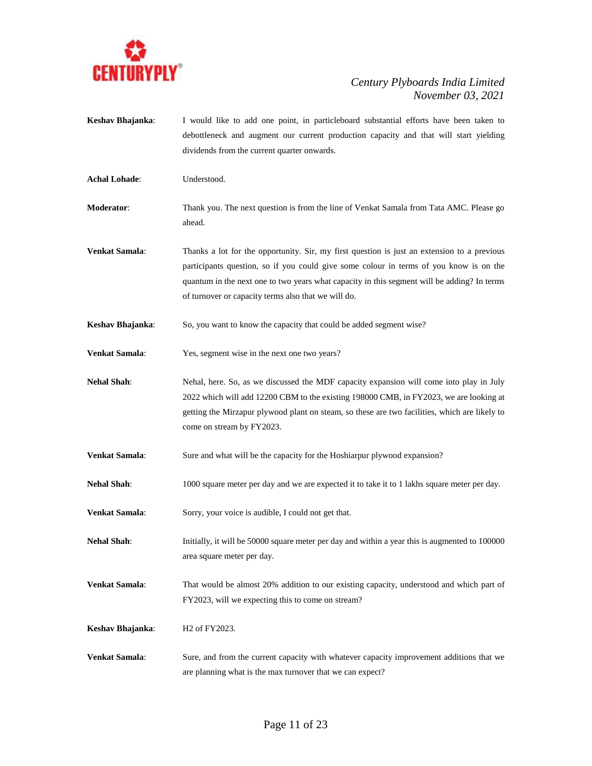**Keshav Bhajanka**: I would like to add one point, in particleboard substantial efforts have been taken to debottleneck and augment our current production capacity and that will start yielding dividends from the current quarter onwards.

**Achal Lohade**: Understood.

**Moderator**: Thank you. The next question is from the line of Venkat Samala from Tata AMC. Please go ahead.

**Venkat Samala**: Thanks a lot for the opportunity. Sir, my first question is just an extension to a previous participants question, so if you could give some colour in terms of you know is on the quantum in the next one to two years what capacity in this segment will be adding? In terms of turnover or capacity terms also that we will do.

**Keshav Bhajanka**: So, you want to know the capacity that could be added segment wise?

**Venkat Samala**: Yes, segment wise in the next one two years?

**Nehal Shah**: Nehal, here. So, as we discussed the MDF capacity expansion will come into play in July 2022 which will add 12200 CBM to the existing 198000 CMB, in FY2023, we are looking at getting the Mirzapur plywood plant on steam, so these are two facilities, which are likely to come on stream by FY2023.

**Venkat Samala**: Sure and what will be the capacity for the Hoshiarpur plywood expansion?

**Nehal Shah**: 1000 square meter per day and we are expected it to take it to 1 lakhs square meter per day.

**Venkat Samala**: Sorry, your voice is audible, I could not get that.

**Nehal Shah**: Initially, it will be 50000 square meter per day and within a year this is augmented to 100000 area square meter per day.

**Venkat Samala**: That would be almost 20% addition to our existing capacity, understood and which part of FY2023, will we expecting this to come on stream?

**Keshav Bhajanka**: H2 of FY2023.

**Venkat Samala**: Sure, and from the current capacity with whatever capacity improvement additions that we are planning what is the max turnover that we can expect?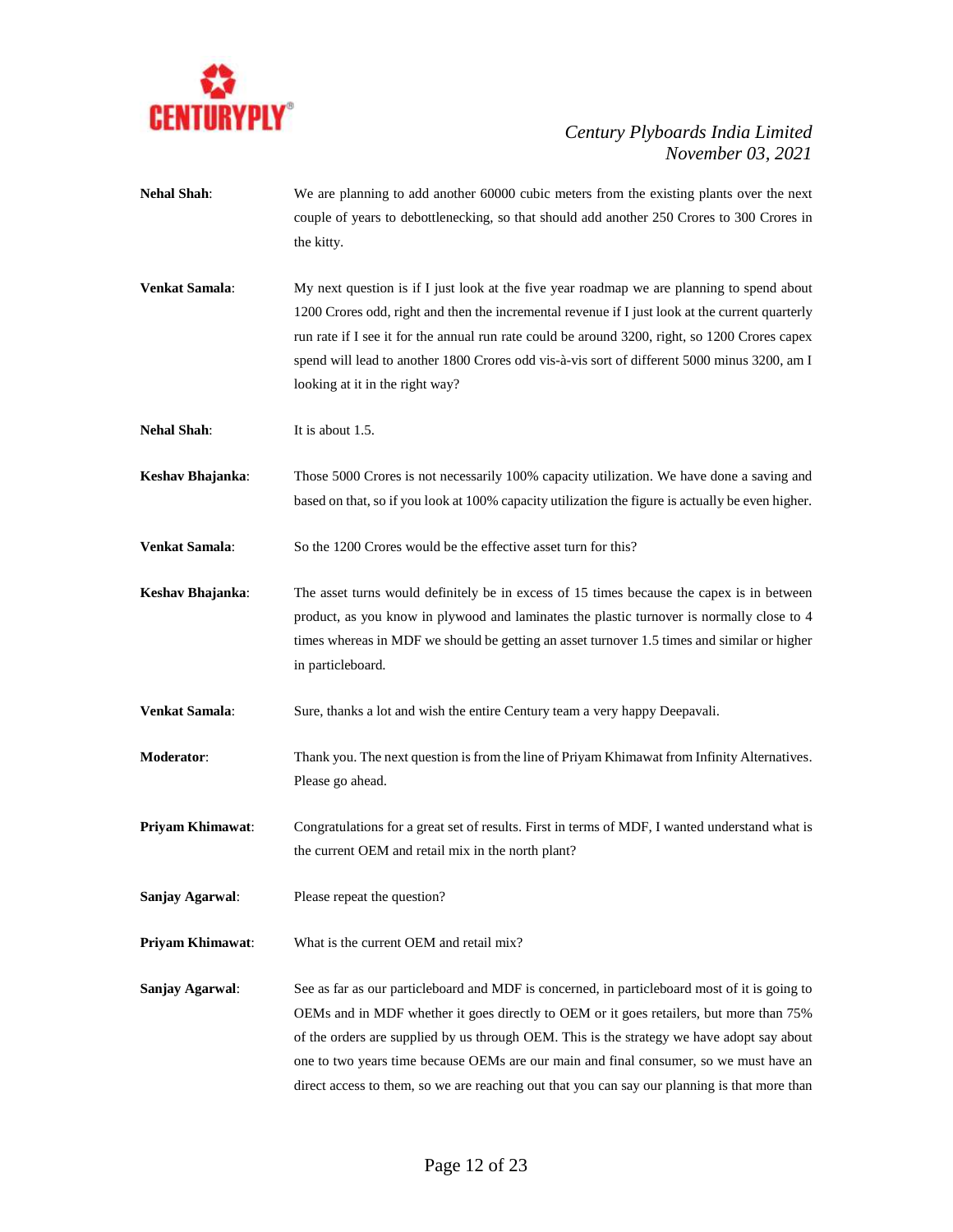**Nehal Shah**: We are planning to add another 60000 cubic meters from the existing plants over the next couple of years to debottlenecking, so that should add another 250 Crores to 300 Crores in the kitty.

**Venkat Samala**: My next question is if I just look at the five year roadmap we are planning to spend about 1200 Crores odd, right and then the incremental revenue if I just look at the current quarterly run rate if I see it for the annual run rate could be around 3200, right, so 1200 Crores capex spend will lead to another 1800 Crores odd vis-à-vis sort of different 5000 minus 3200, am I looking at it in the right way?

**Nehal Shah**: It is about 1.5.

**Keshav Bhajanka**: Those 5000 Crores is not necessarily 100% capacity utilization. We have done a saving and based on that, so if you look at 100% capacity utilization the figure is actually be even higher.

**Venkat Samala**: So the 1200 Crores would be the effective asset turn for this?

**Keshav Bhajanka**: The asset turns would definitely be in excess of 15 times because the capex is in between product, as you know in plywood and laminates the plastic turnover is normally close to 4 times whereas in MDF we should be getting an asset turnover 1.5 times and similar or higher in particleboard.

**Venkat Samala**: Sure, thanks a lot and wish the entire Century team a very happy Deepavali.

**Moderator**: Thank you. The next question is from the line of Priyam Khimawat from Infinity Alternatives. Please go ahead.

**Priyam Khimawat**: Congratulations for a great set of results. First in terms of MDF, I wanted understand what is the current OEM and retail mix in the north plant?

**Sanjay Agarwal**: Please repeat the question?

**Priyam Khimawat**: What is the current OEM and retail mix?

**Sanjay Agarwal**: See as far as our particleboard and MDF is concerned, in particleboard most of it is going to OEMs and in MDF whether it goes directly to OEM or it goes retailers, but more than 75% of the orders are supplied by us through OEM. This is the strategy we have adopt say about one to two years time because OEMs are our main and final consumer, so we must have an direct access to them, so we are reaching out that you can say our planning is that more than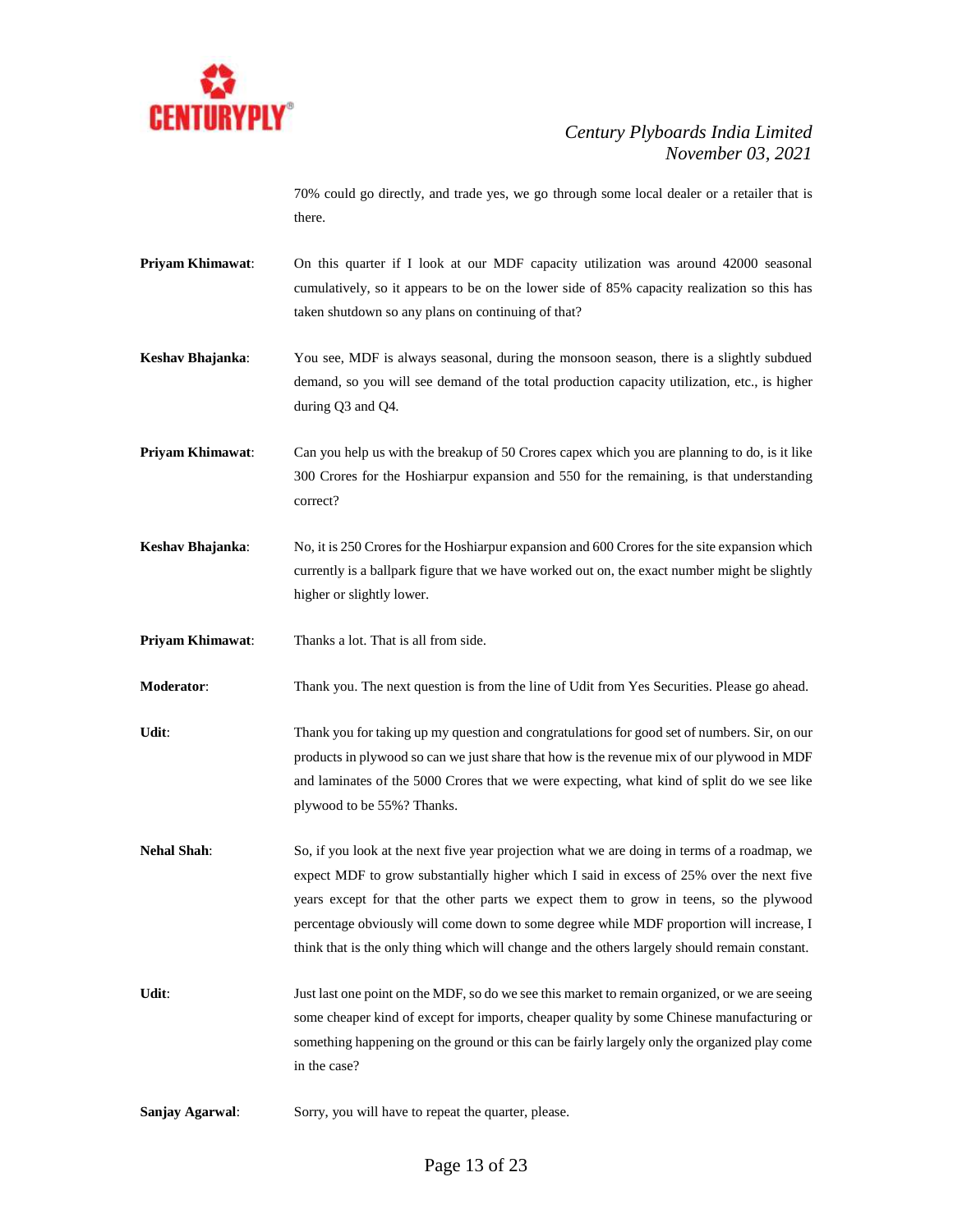70% could go directly, and trade yes, we go through some local dealer or a retailer that is there.

**Priyam Khimawat**: On this quarter if I look at our MDF capacity utilization was around 42000 seasonal cumulatively, so it appears to be on the lower side of 85% capacity realization so this has taken shutdown so any plans on continuing of that?

**Keshav Bhajanka**: You see, MDF is always seasonal, during the monsoon season, there is a slightly subdued demand, so you will see demand of the total production capacity utilization, etc., is higher during Q3 and Q4.

**Priyam Khimawat**: Can you help us with the breakup of 50 Crores capex which you are planning to do, is it like 300 Crores for the Hoshiarpur expansion and 550 for the remaining, is that understanding correct?

**Keshav Bhajanka**: No, it is 250 Crores for the Hoshiarpur expansion and 600 Crores for the site expansion which currently is a ballpark figure that we have worked out on, the exact number might be slightly higher or slightly lower.

**Priyam Khimawat**: Thanks a lot. That is all from side.

**Moderator**: Thank you. The next question is from the line of Udit from Yes Securities. Please go ahead.

**Udit**: Thank you for taking up my question and congratulations for good set of numbers. Sir, on our products in plywood so can we just share that how is the revenue mix of our plywood in MDF and laminates of the 5000 Crores that we were expecting, what kind of split do we see like plywood to be 55%? Thanks.

**Nehal Shah**: So, if you look at the next five year projection what we are doing in terms of a roadmap, we expect MDF to grow substantially higher which I said in excess of 25% over the next five years except for that the other parts we expect them to grow in teens, so the plywood percentage obviously will come down to some degree while MDF proportion will increase, I think that is the only thing which will change and the others largely should remain constant.

**Udit**: Just last one point on the MDF, so do we see this market to remain organized, or we are seeing some cheaper kind of except for imports, cheaper quality by some Chinese manufacturing or something happening on the ground or this can be fairly largely only the organized play come in the case?

**Sanjay Agarwal**: Sorry, you will have to repeat the quarter, please.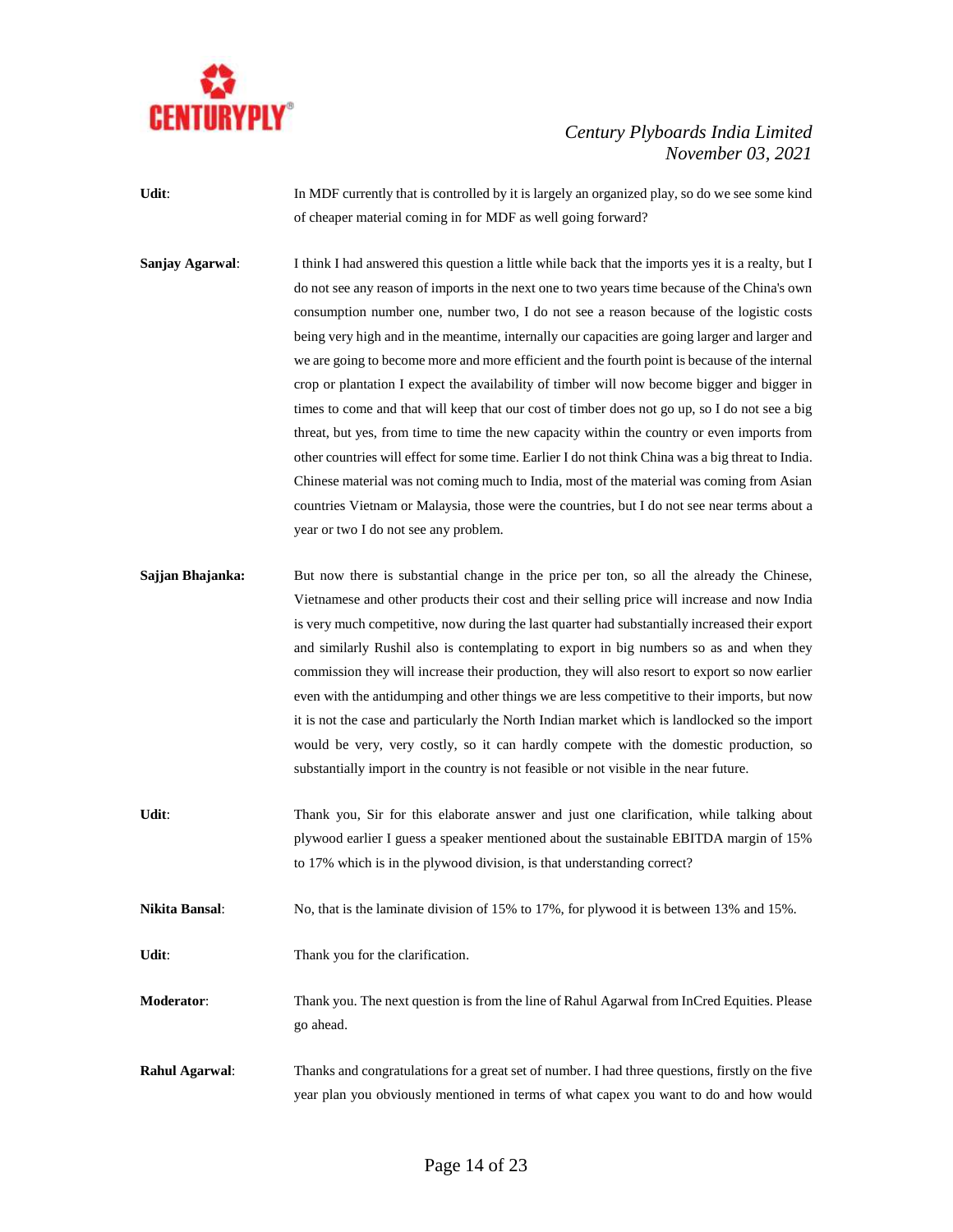**Udit**: In MDF currently that is controlled by it is largely an organized play, so do we see some kind of cheaper material coming in for MDF as well going forward?

**Sanjay Agarwal**: I think I had answered this question a little while back that the imports yes it is a realty, but I do not see any reason of imports in the next one to two years time because of the China's own consumption number one, number two, I do not see a reason because of the logistic costs being very high and in the meantime, internally our capacities are going larger and larger and we are going to become more and more efficient and the fourth point is because of the internal crop or plantation I expect the availability of timber will now become bigger and bigger in times to come and that will keep that our cost of timber does not go up, so I do not see a big threat, but yes, from time to time the new capacity within the country or even imports from other countries will effect for some time. Earlier I do not think China was a big threat to India. Chinese material was not coming much to India, most of the material was coming from Asian countries Vietnam or Malaysia, those were the countries, but I do not see near terms about a year or two I do not see any problem.

**Sajjan Bhajanka:** But now there is substantial change in the price per ton, so all the already the Chinese, Vietnamese and other products their cost and their selling price will increase and now India is very much competitive, now during the last quarter had substantially increased their export and similarly Rushil also is contemplating to export in big numbers so as and when they commission they will increase their production, they will also resort to export so now earlier even with the antidumping and other things we are less competitive to their imports, but now it is not the case and particularly the North Indian market which is landlocked so the import would be very, very costly, so it can hardly compete with the domestic production, so substantially import in the country is not feasible or not visible in the near future.

**Udit**: Thank you, Sir for this elaborate answer and just one clarification, while talking about plywood earlier I guess a speaker mentioned about the sustainable EBITDA margin of 15% to 17% which is in the plywood division, is that understanding correct?

**Nikita Bansal**: No, that is the laminate division of 15% to 17%, for plywood it is between 13% and 15%.

**Udit**: Thank you for the clarification.

**Moderator**: Thank you. The next question is from the line of Rahul Agarwal from InCred Equities. Please go ahead.

**Rahul Agarwal**: Thanks and congratulations for a great set of number. I had three questions, firstly on the five year plan you obviously mentioned in terms of what capex you want to do and how would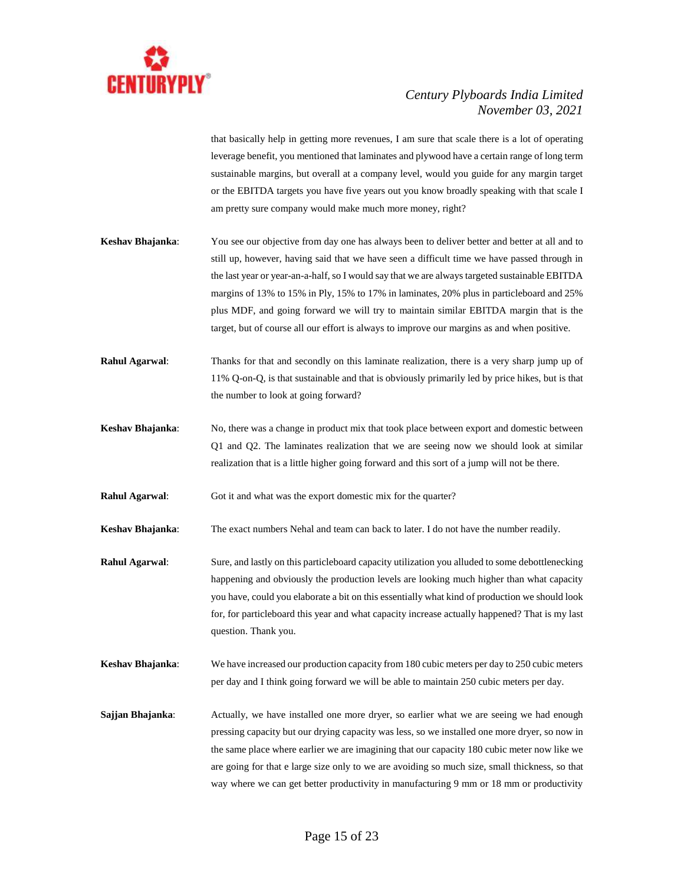that basically help in getting more revenues, I am sure that scale there is a lot of operating leverage benefit, you mentioned that laminates and plywood have a certain range of long term sustainable margins, but overall at a company level, would you guide for any margin target or the EBITDA targets you have five years out you know broadly speaking with that scale I am pretty sure company would make much more money, right?

**Keshav Bhajanka**: You see our objective from day one has always been to deliver better and better at all and to still up, however, having said that we have seen a difficult time we have passed through in the last year or year-an-a-half, so I would say that we are always targeted sustainable EBITDA margins of 13% to 15% in Ply, 15% to 17% in laminates, 20% plus in particleboard and 25% plus MDF, and going forward we will try to maintain similar EBITDA margin that is the target, but of course all our effort is always to improve our margins as and when positive.

**Rahul Agarwal**: Thanks for that and secondly on this laminate realization, there is a very sharp jump up of 11% Q-on-Q, is that sustainable and that is obviously primarily led by price hikes, but is that the number to look at going forward?

**Keshav Bhajanka**: No, there was a change in product mix that took place between export and domestic between Q1 and Q2. The laminates realization that we are seeing now we should look at similar realization that is a little higher going forward and this sort of a jump will not be there.

**Rahul Agarwal**: Got it and what was the export domestic mix for the quarter?

**Keshav Bhajanka**: The exact numbers Nehal and team can back to later. I do not have the number readily.

**Rahul Agarwal**: Sure, and lastly on this particleboard capacity utilization you alluded to some debottlenecking happening and obviously the production levels are looking much higher than what capacity you have, could you elaborate a bit on this essentially what kind of production we should look for, for particleboard this year and what capacity increase actually happened? That is my last question. Thank you.

**Keshav Bhajanka**: We have increased our production capacity from 180 cubic meters per day to 250 cubic meters per day and I think going forward we will be able to maintain 250 cubic meters per day.

**Sajjan Bhajanka**: Actually, we have installed one more dryer, so earlier what we are seeing we had enough pressing capacity but our drying capacity was less, so we installed one more dryer, so now in the same place where earlier we are imagining that our capacity 180 cubic meter now like we are going for that e large size only to we are avoiding so much size, small thickness, so that way where we can get better productivity in manufacturing 9 mm or 18 mm or productivity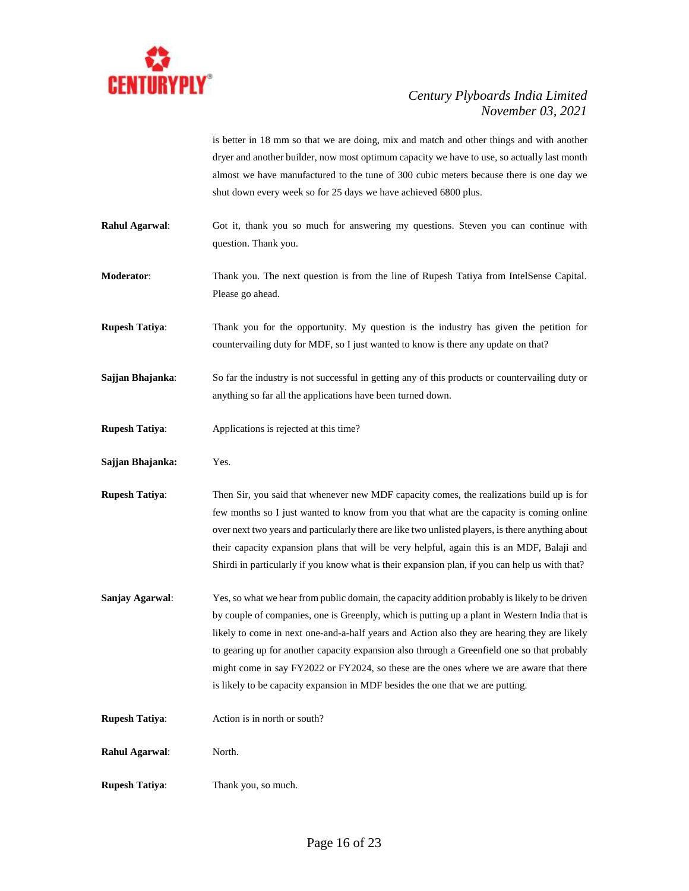is better in 18 mm so that we are doing, mix and match and other things and with another dryer and another builder, now most optimum capacity we have to use, so actually last month almost we have manufactured to the tune of 300 cubic meters because there is one day we shut down every week so for 25 days we have achieved 6800 plus.

**Rahul Agarwal**: Got it, thank you so much for answering my questions. Steven you can continue with question. Thank you.

**Moderator**: Thank you. The next question is from the line of Rupesh Tatiya from IntelSense Capital. Please go ahead.

**Rupesh Tatiya**: Thank you for the opportunity. My question is the industry has given the petition for countervailing duty for MDF, so I just wanted to know is there any update on that?

**Sajjan Bhajanka**: So far the industry is not successful in getting any of this products or countervailing duty or anything so far all the applications have been turned down.

**Rupesh Tatiya**: Applications is rejected at this time?

**Sajjan Bhajanka:** Yes.

**Rupesh Tatiya**: Then Sir, you said that whenever new MDF capacity comes, the realizations build up is for few months so I just wanted to know from you that what are the capacity is coming online over next two years and particularly there are like two unlisted players, is there anything about their capacity expansion plans that will be very helpful, again this is an MDF, Balaji and Shirdi in particularly if you know what is their expansion plan, if you can help us with that?

**Sanjay Agarwal**: Yes, so what we hear from public domain, the capacity addition probably is likely to be driven by couple of companies, one is Greenply, which is putting up a plant in Western India that is likely to come in next one-and-a-half years and Action also they are hearing they are likely to gearing up for another capacity expansion also through a Greenfield one so that probably might come in say FY2022 or FY2024, so these are the ones where we are aware that there is likely to be capacity expansion in MDF besides the one that we are putting.

**Rupesh Tatiya**: Action is in north or south?

**Rahul Agarwal**: North.

**Rupesh Tatiya**: Thank you, so much.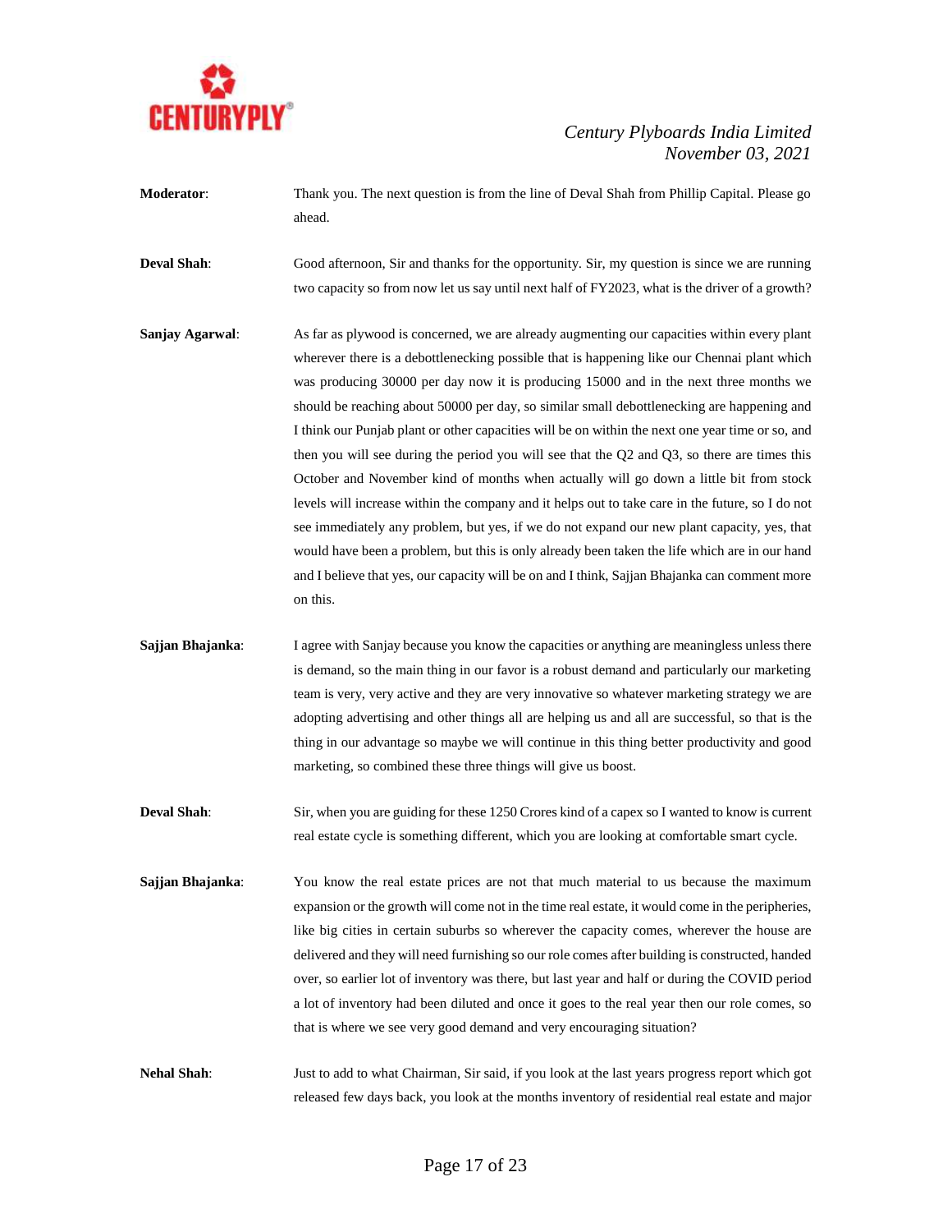**Moderator**: Thank you. The next question is from the line of Deval Shah from Phillip Capital. Please go ahead.

**Deval Shah**: Good afternoon, Sir and thanks for the opportunity. Sir, my question is since we are running two capacity so from now let us say until next half of FY2023, what is the driver of a growth?

**Sanjay Agarwal**: As far as plywood is concerned, we are already augmenting our capacities within every plant wherever there is a debottlenecking possible that is happening like our Chennai plant which was producing 30000 per day now it is producing 15000 and in the next three months we should be reaching about 50000 per day, so similar small debottlenecking are happening and I think our Punjab plant or other capacities will be on within the next one year time or so, and then you will see during the period you will see that the Q2 and Q3, so there are times this October and November kind of months when actually will go down a little bit from stock levels will increase within the company and it helps out to take care in the future, so I do not see immediately any problem, but yes, if we do not expand our new plant capacity, yes, that would have been a problem, but this is only already been taken the life which are in our hand and I believe that yes, our capacity will be on and I think, Sajjan Bhajanka can comment more on this.

**Sajjan Bhajanka**: I agree with Sanjay because you know the capacities or anything are meaningless unless there is demand, so the main thing in our favor is a robust demand and particularly our marketing team is very, very active and they are very innovative so whatever marketing strategy we are adopting advertising and other things all are helping us and all are successful, so that is the thing in our advantage so maybe we will continue in this thing better productivity and good marketing, so combined these three things will give us boost.

**Deval Shah**: Sir, when you are guiding for these 1250 Crores kind of a capex so I wanted to know is current real estate cycle is something different, which you are looking at comfortable smart cycle.

**Sajjan Bhajanka**: You know the real estate prices are not that much material to us because the maximum expansion or the growth will come not in the time real estate, it would come in the peripheries, like big cities in certain suburbs so wherever the capacity comes, wherever the house are delivered and they will need furnishing so our role comes after building is constructed, handed over, so earlier lot of inventory was there, but last year and half or during the COVID period a lot of inventory had been diluted and once it goes to the real year then our role comes, so that is where we see very good demand and very encouraging situation?

**Nehal Shah**: Just to add to what Chairman, Sir said, if you look at the last years progress report which got released few days back, you look at the months inventory of residential real estate and major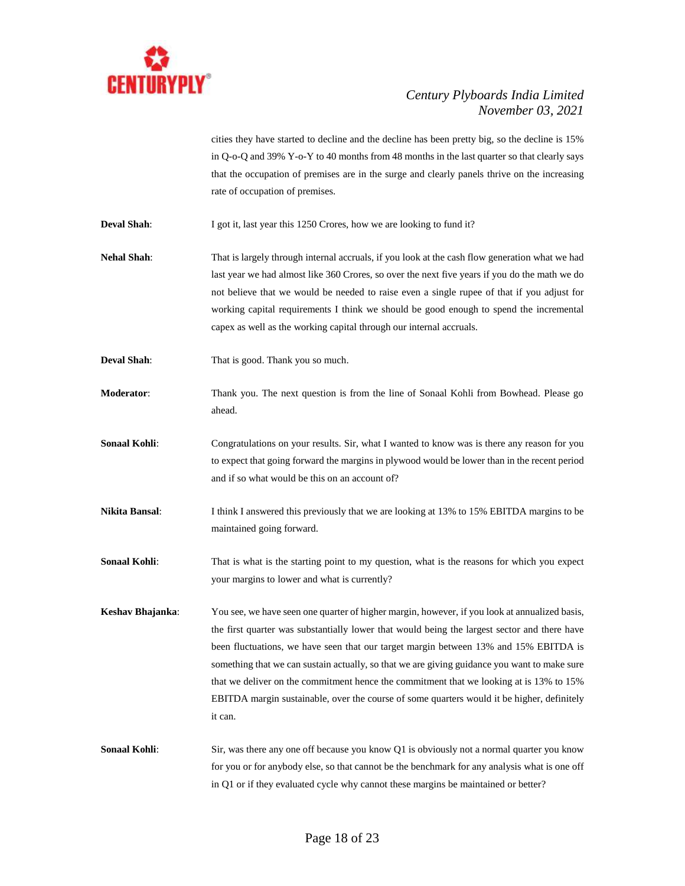cities they have started to decline and the decline has been pretty big, so the decline is 15% in Q-o-Q and 39% Y-o-Y to 40 months from 48 months in the last quarter so that clearly says that the occupation of premises are in the surge and clearly panels thrive on the increasing rate of occupation of premises.

**Deval Shah**: I got it, last year this 1250 Crores, how we are looking to fund it?

**Nehal Shah**: That is largely through internal accruals, if you look at the cash flow generation what we had last year we had almost like 360 Crores, so over the next five years if you do the math we do not believe that we would be needed to raise even a single rupee of that if you adjust for working capital requirements I think we should be good enough to spend the incremental capex as well as the working capital through our internal accruals.

**Deval Shah**: That is good. Thank you so much.

**Moderator**: Thank you. The next question is from the line of Sonaal Kohli from Bowhead. Please go ahead.

**Sonaal Kohli**: Congratulations on your results. Sir, what I wanted to know was is there any reason for you to expect that going forward the margins in plywood would be lower than in the recent period and if so what would be this on an account of?

**Nikita Bansal**: I think I answered this previously that we are looking at 13% to 15% EBITDA margins to be maintained going forward.

**Sonaal Kohli**: That is what is the starting point to my question, what is the reasons for which you expect your margins to lower and what is currently?

**Keshav Bhajanka**: You see, we have seen one quarter of higher margin, however, if you look at annualized basis, the first quarter was substantially lower that would being the largest sector and there have been fluctuations, we have seen that our target margin between 13% and 15% EBITDA is something that we can sustain actually, so that we are giving guidance you want to make sure that we deliver on the commitment hence the commitment that we looking at is 13% to 15% EBITDA margin sustainable, over the course of some quarters would it be higher, definitely it can.

**Sonaal Kohli**: Sir, was there any one off because you know Q1 is obviously not a normal quarter you know for you or for anybody else, so that cannot be the benchmark for any analysis what is one off in Q1 or if they evaluated cycle why cannot these margins be maintained or better?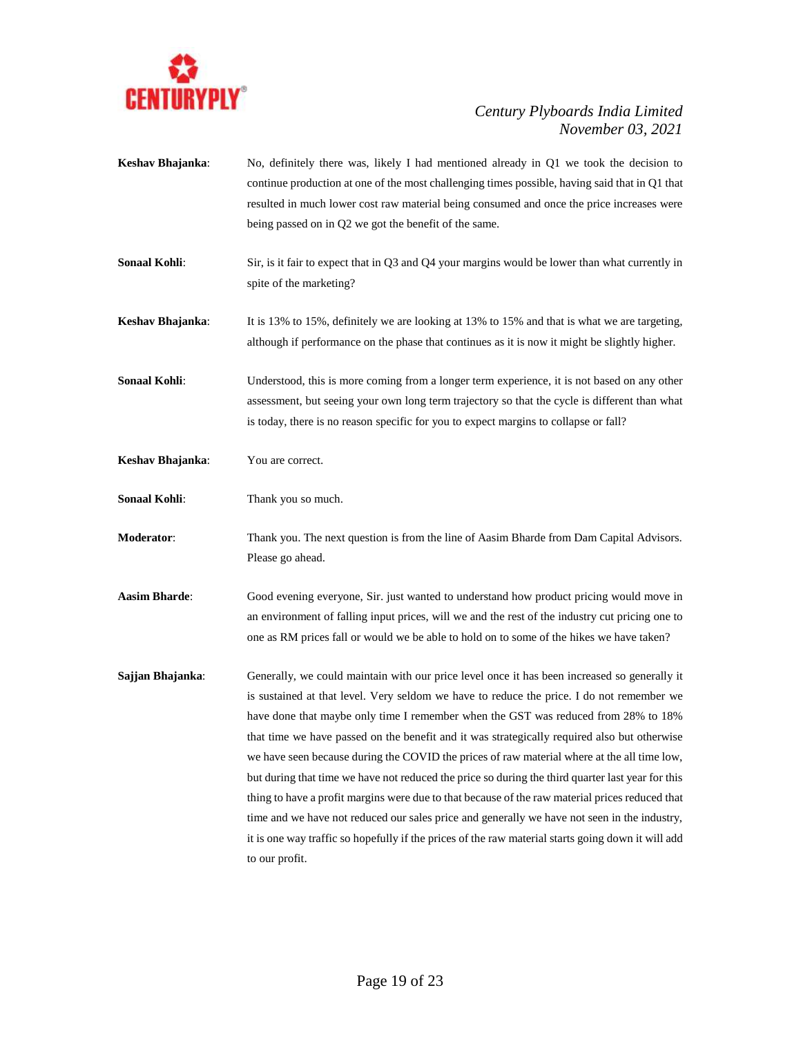**Keshav Bhajanka**: No, definitely there was, likely I had mentioned already in Q1 we took the decision to continue production at one of the most challenging times possible, having said that in Q1 that resulted in much lower cost raw material being consumed and once the price increases were being passed on in Q2 we got the benefit of the same.

**Sonaal Kohli**: Sir, is it fair to expect that in Q3 and Q4 your margins would be lower than what currently in spite of the marketing?

**Keshav Bhajanka**: It is 13% to 15%, definitely we are looking at 13% to 15% and that is what we are targeting, although if performance on the phase that continues as it is now it might be slightly higher.

**Sonaal Kohli**: Understood, this is more coming from a longer term experience, it is not based on any other assessment, but seeing your own long term trajectory so that the cycle is different than what is today, there is no reason specific for you to expect margins to collapse or fall?

**Keshav Bhajanka**: You are correct.

**Sonaal Kohli**: Thank you so much.

**Moderator**: Thank you. The next question is from the line of Aasim Bharde from Dam Capital Advisors. Please go ahead.

**Aasim Bharde**: Good evening everyone, Sir. just wanted to understand how product pricing would move in an environment of falling input prices, will we and the rest of the industry cut pricing one to one as RM prices fall or would we be able to hold on to some of the hikes we have taken?

**Sajjan Bhajanka**: Generally, we could maintain with our price level once it has been increased so generally it is sustained at that level. Very seldom we have to reduce the price. I do not remember we have done that maybe only time I remember when the GST was reduced from 28% to 18% that time we have passed on the benefit and it was strategically required also but otherwise we have seen because during the COVID the prices of raw material where at the all time low, but during that time we have not reduced the price so during the third quarter last year for this thing to have a profit margins were due to that because of the raw material prices reduced that time and we have not reduced our sales price and generally we have not seen in the industry, it is one way traffic so hopefully if the prices of the raw material starts going down it will add to our profit.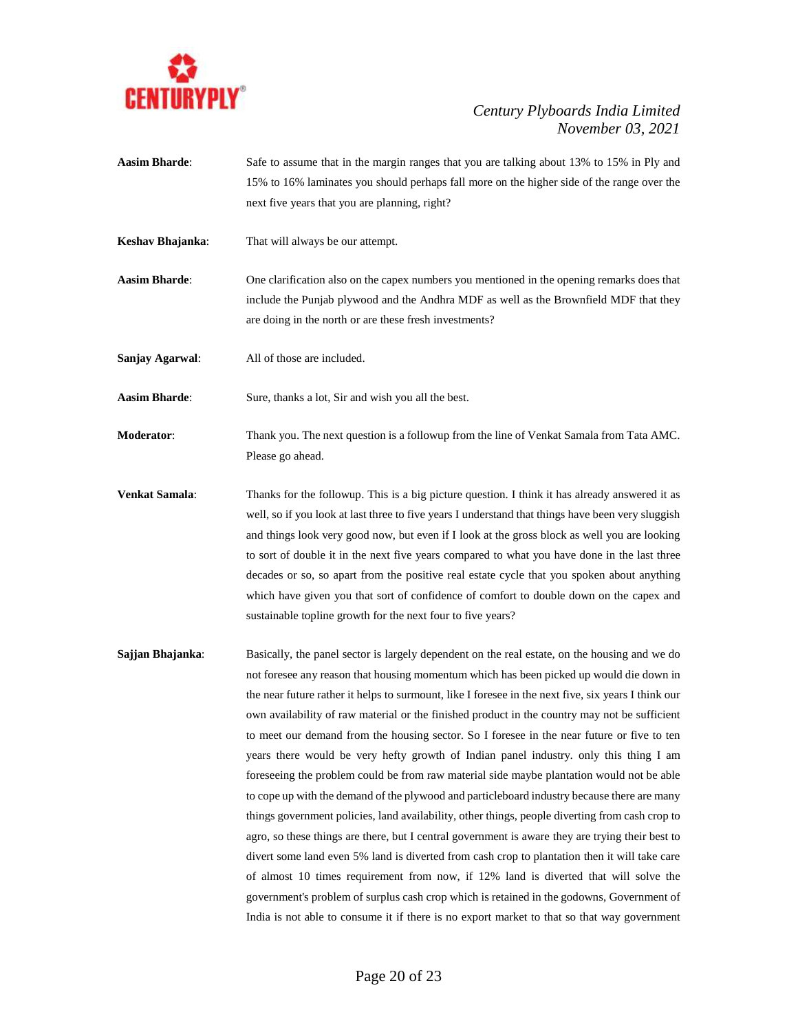**Aasim Bharde**: Safe to assume that in the margin ranges that you are talking about 13% to 15% in Ply and 15% to 16% laminates you should perhaps fall more on the higher side of the range over the next five years that you are planning, right?

**Keshav Bhajanka**: That will always be our attempt.

**Aasim Bharde**: One clarification also on the capex numbers you mentioned in the opening remarks does that include the Punjab plywood and the Andhra MDF as well as the Brownfield MDF that they are doing in the north or are these fresh investments?

**Sanjay Agarwal**: All of those are included.

**Aasim Bharde**: Sure, thanks a lot, Sir and wish you all the best.

**Moderator**: Thank you. The next question is a followup from the line of Venkat Samala from Tata AMC. Please go ahead.

**Venkat Samala**: Thanks for the followup. This is a big picture question. I think it has already answered it as well, so if you look at last three to five years I understand that things have been very sluggish and things look very good now, but even if I look at the gross block as well you are looking to sort of double it in the next five years compared to what you have done in the last three decades or so, so apart from the positive real estate cycle that you spoken about anything which have given you that sort of confidence of comfort to double down on the capex and sustainable topline growth for the next four to five years?

**Sajjan Bhajanka**: Basically, the panel sector is largely dependent on the real estate, on the housing and we do not foresee any reason that housing momentum which has been picked up would die down in the near future rather it helps to surmount, like I foresee in the next five, six years I think our own availability of raw material or the finished product in the country may not be sufficient to meet our demand from the housing sector. So I foresee in the near future or five to ten years there would be very hefty growth of Indian panel industry. only this thing I am foreseeing the problem could be from raw material side maybe plantation would not be able to cope up with the demand of the plywood and particleboard industry because there are many things government policies, land availability, other things, people diverting from cash crop to agro, so these things are there, but I central government is aware they are trying their best to divert some land even 5% land is diverted from cash crop to plantation then it will take care of almost 10 times requirement from now, if 12% land is diverted that will solve the government's problem of surplus cash crop which is retained in the godowns, Government of India is not able to consume it if there is no export market to that so that way government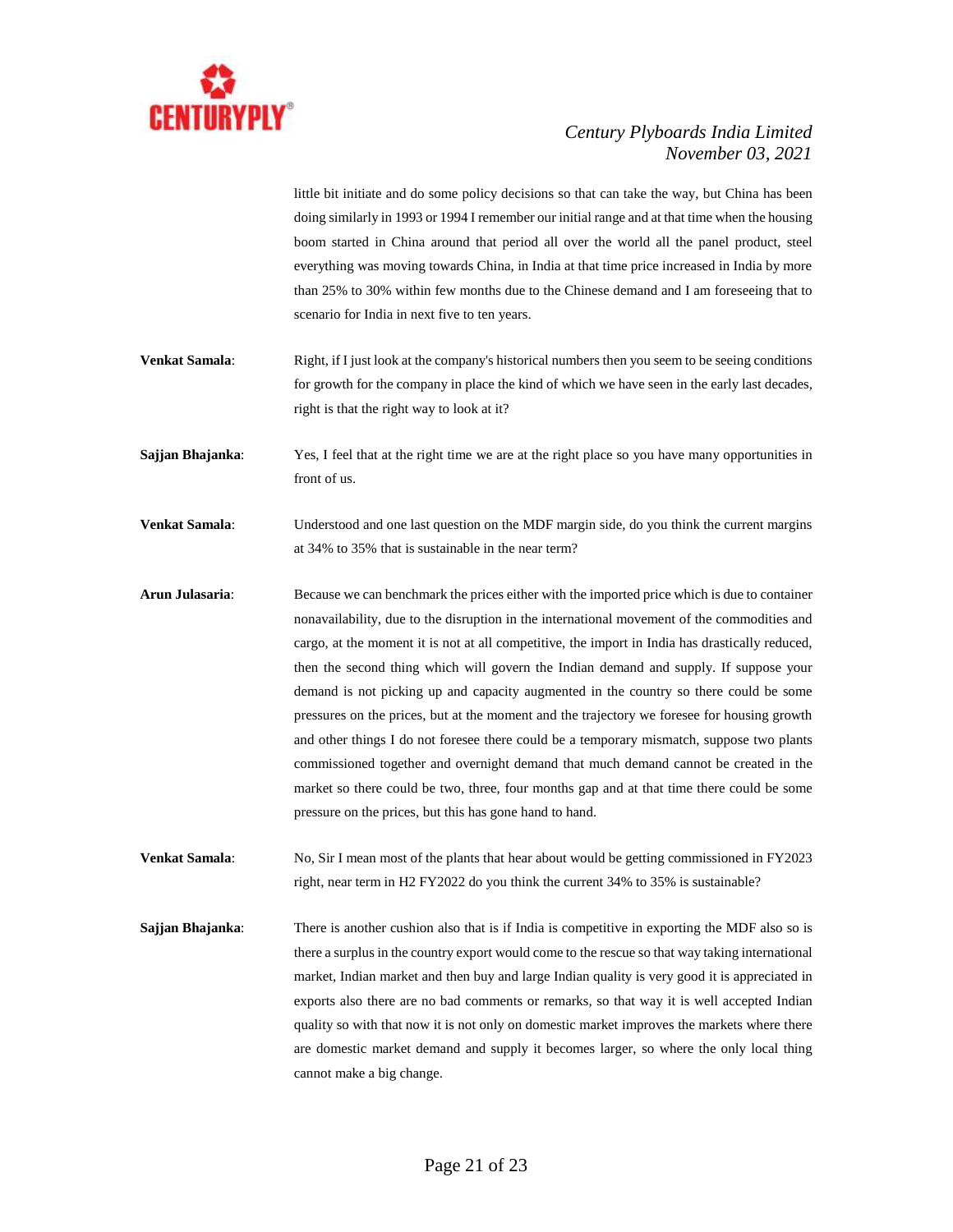little bit initiate and do some policy decisions so that can take the way, but China has been doing similarly in 1993 or 1994 I remember our initial range and at that time when the housing boom started in China around that period all over the world all the panel product, steel everything was moving towards China, in India at that time price increased in India by more than 25% to 30% within few months due to the Chinese demand and I am foreseeing that to scenario for India in next five to ten years.

**Venkat Samala**: Right, if I just look at the company's historical numbers then you seem to be seeing conditions for growth for the company in place the kind of which we have seen in the early last decades, right is that the right way to look at it?

**Sajjan Bhajanka**: Yes, I feel that at the right time we are at the right place so you have many opportunities in front of us.

**Venkat Samala**: Understood and one last question on the MDF margin side, do you think the current margins at 34% to 35% that is sustainable in the near term?

**Arun Julasaria**: Because we can benchmark the prices either with the imported price which is due to container nonavailability, due to the disruption in the international movement of the commodities and cargo, at the moment it is not at all competitive, the import in India has drastically reduced, then the second thing which will govern the Indian demand and supply. If suppose your demand is not picking up and capacity augmented in the country so there could be some pressures on the prices, but at the moment and the trajectory we foresee for housing growth and other things I do not foresee there could be a temporary mismatch, suppose two plants commissioned together and overnight demand that much demand cannot be created in the market so there could be two, three, four months gap and at that time there could be some pressure on the prices, but this has gone hand to hand.

**Venkat Samala**: No, Sir I mean most of the plants that hear about would be getting commissioned in FY2023 right, near term in H2 FY2022 do you think the current 34% to 35% is sustainable?

**Sajjan Bhajanka**: There is another cushion also that is if India is competitive in exporting the MDF also so is there a surplus in the country export would come to the rescue so that way taking international market, Indian market and then buy and large Indian quality is very good it is appreciated in exports also there are no bad comments or remarks, so that way it is well accepted Indian quality so with that now it is not only on domestic market improves the markets where there are domestic market demand and supply it becomes larger, so where the only local thing cannot make a big change.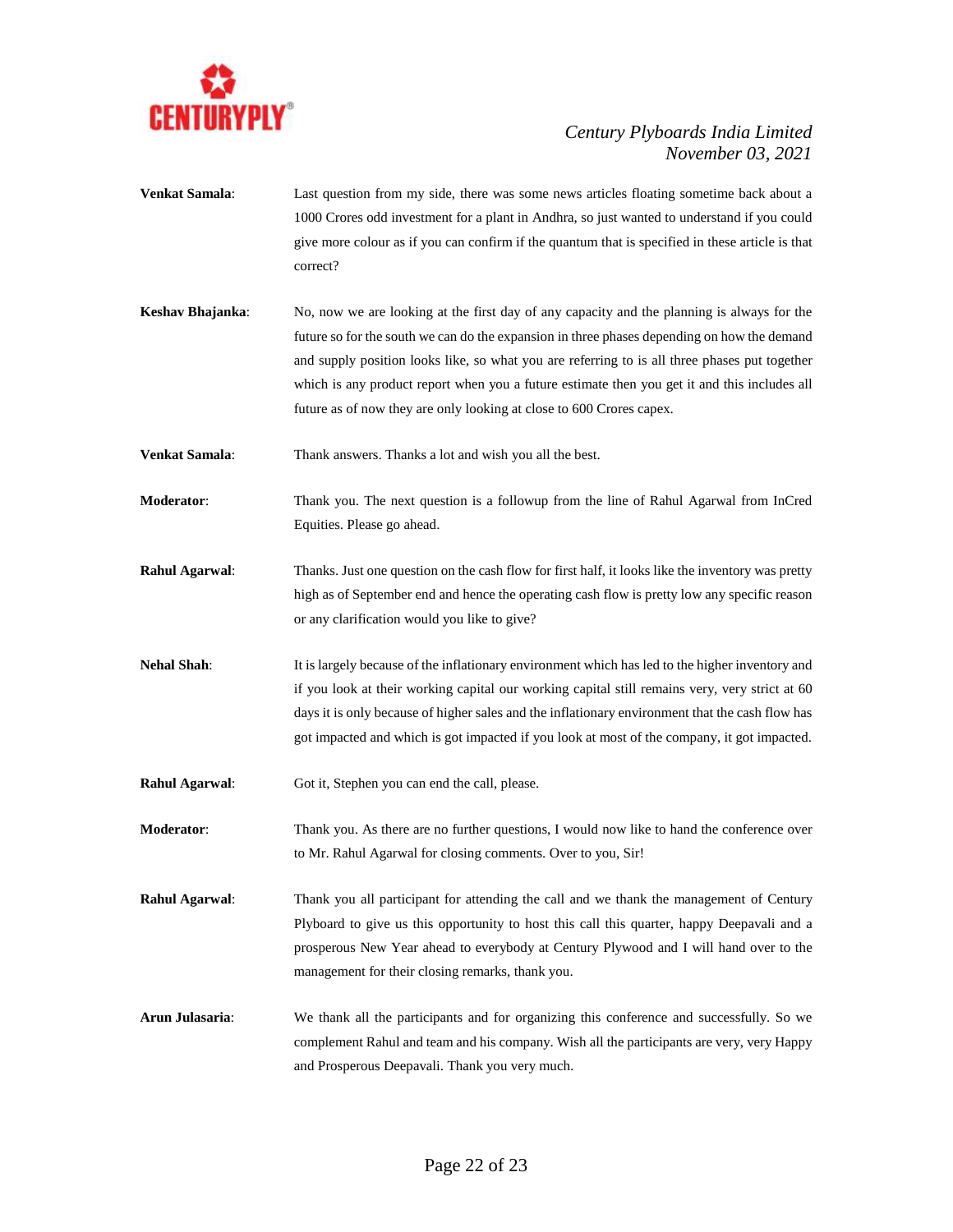**Venkat Samala**: Last question from my side, there was some news articles floating sometime back about a 1000 Crores odd investment for a plant in Andhra, so just wanted to understand if you could give more colour as if you can confirm if the quantum that is specified in these article is that correct?

**Keshav Bhajanka**: No, now we are looking at the first day of any capacity and the planning is always for the future so for the south we can do the expansion in three phases depending on how the demand and supply position looks like, so what you are referring to is all three phases put together which is any product report when you a future estimate then you get it and this includes all future as of now they are only looking at close to 600 Crores capex.

**Venkat Samala**: Thank answers. Thanks a lot and wish you all the best.

**Moderator**: Thank you. The next question is a followup from the line of Rahul Agarwal from InCred Equities. Please go ahead.

**Rahul Agarwal**: Thanks. Just one question on the cash flow for first half, it looks like the inventory was pretty high as of September end and hence the operating cash flow is pretty low any specific reason or any clarification would you like to give?

**Nehal Shah**: It is largely because of the inflationary environment which has led to the higher inventory and if you look at their working capital our working capital still remains very, very strict at 60 days it is only because of higher sales and the inflationary environment that the cash flow has got impacted and which is got impacted if you look at most of the company, it got impacted.

**Rahul Agarwal**: Got it, Stephen you can end the call, please.

**Moderator**: Thank you. As there are no further questions, I would now like to hand the conference over to Mr. Rahul Agarwal for closing comments. Over to you, Sir!

**Rahul Agarwal**: Thank you all participant for attending the call and we thank the management of Century Plyboard to give us this opportunity to host this call this quarter, happy Deepavali and a prosperous New Year ahead to everybody at Century Plywood and I will hand over to the management for their closing remarks, thank you.

**Arun Julasaria**: We thank all the participants and for organizing this conference and successfully. So we complement Rahul and team and his company. Wish all the participants are very, very Happy and Prosperous Deepavali. Thank you very much.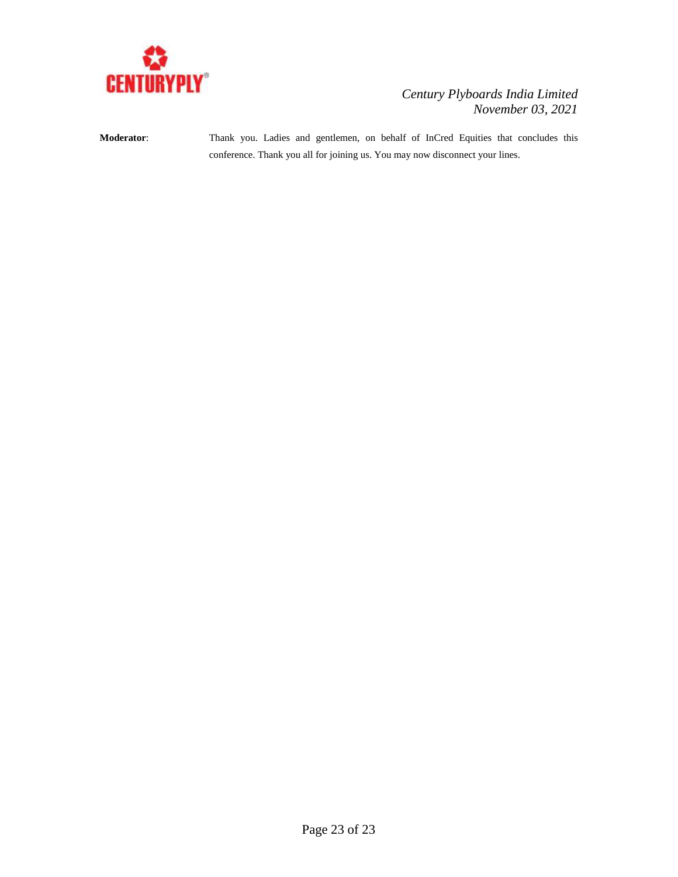**Moderator**: Thank you. Ladies and gentlemen, on behalf of InCred Equities that concludes this conference. Thank you all for joining us. You may now disconnect your lines.